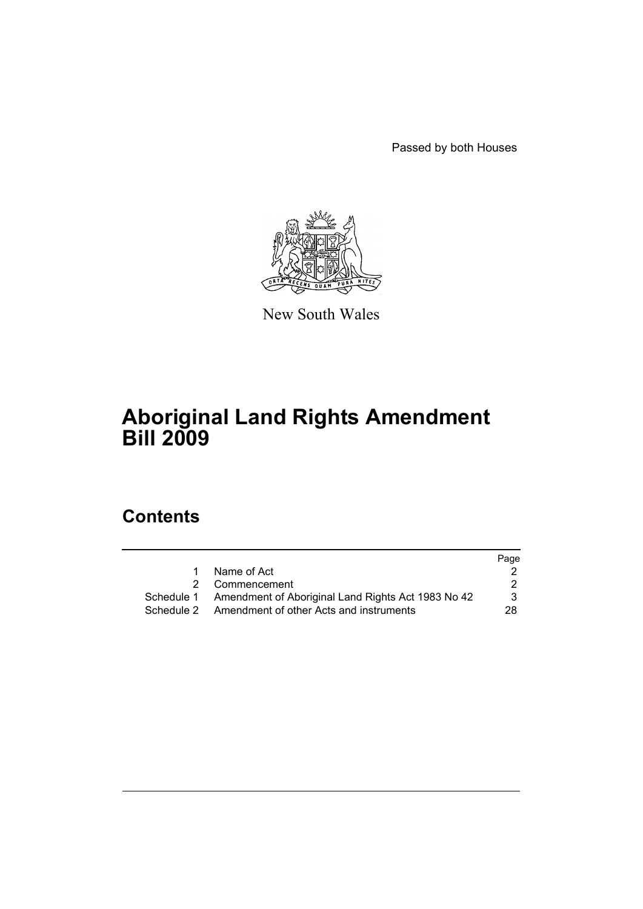Passed by both Houses

New South Wales

# Aboriginal Land Rights Amendment Bill 2009

## Contents

| | | Page |
|---|---|---|
| 1 | Name of Act | 2 |
| 2 | Commencement | 2 |
| Schedule 1 | Amendment of Aboriginal Land Rights Act 1983 No 42 | 3 |
| Schedule 2 | Amendment of other Acts and instruments | 28 |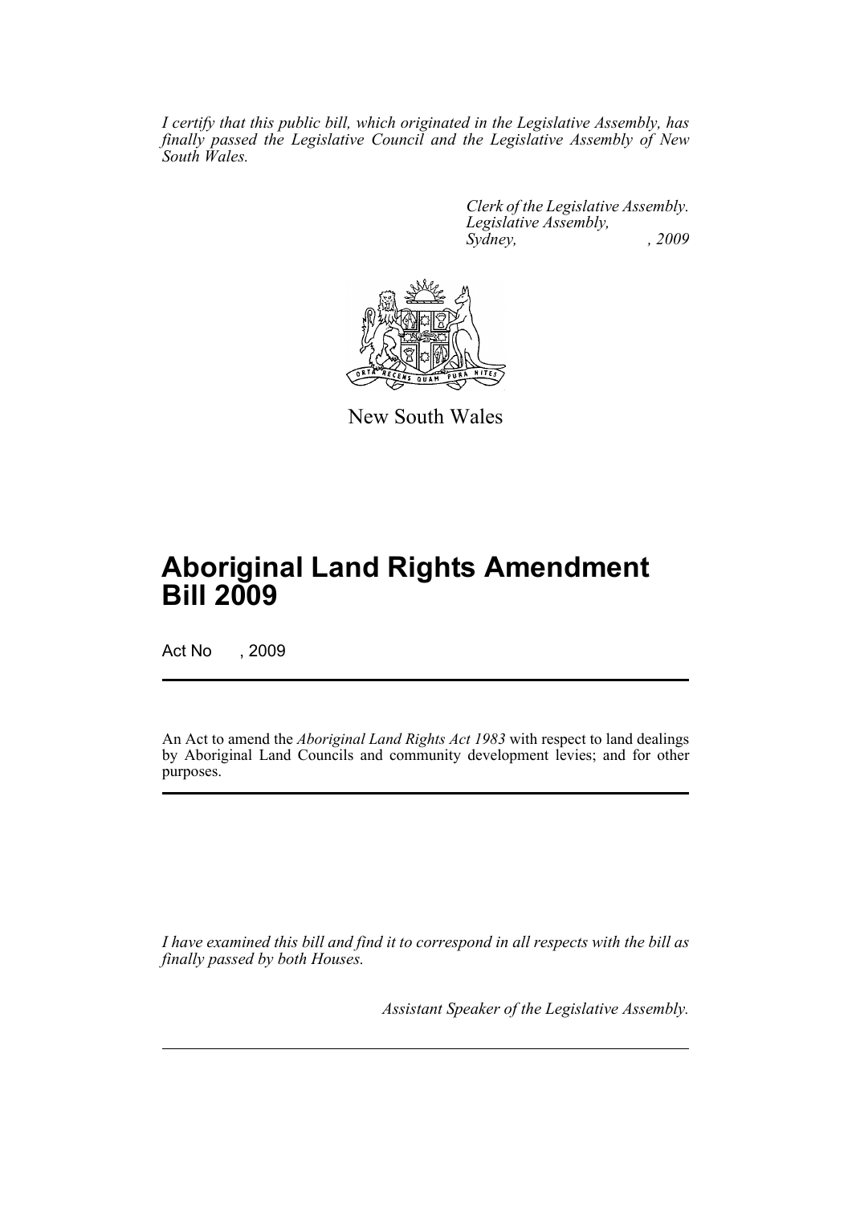*I certify that this public bill, which originated in the Legislative Assembly, has finally passed the Legislative Council and the Legislative Assembly of New South Wales.*

*Clerk of the Legislative Assembly.*
*Legislative Assembly,*
*Sydney, , 2009*

New South Wales

# Aboriginal Land Rights Amendment Bill 2009

Act No , 2009

An Act to amend the *Aboriginal Land Rights Act 1983* with respect to land dealings by Aboriginal Land Councils and community development levies; and for other purposes.

*I have examined this bill and find it to correspond in all respects with the bill as finally passed by both Houses.*

*Assistant Speaker of the Legislative Assembly.*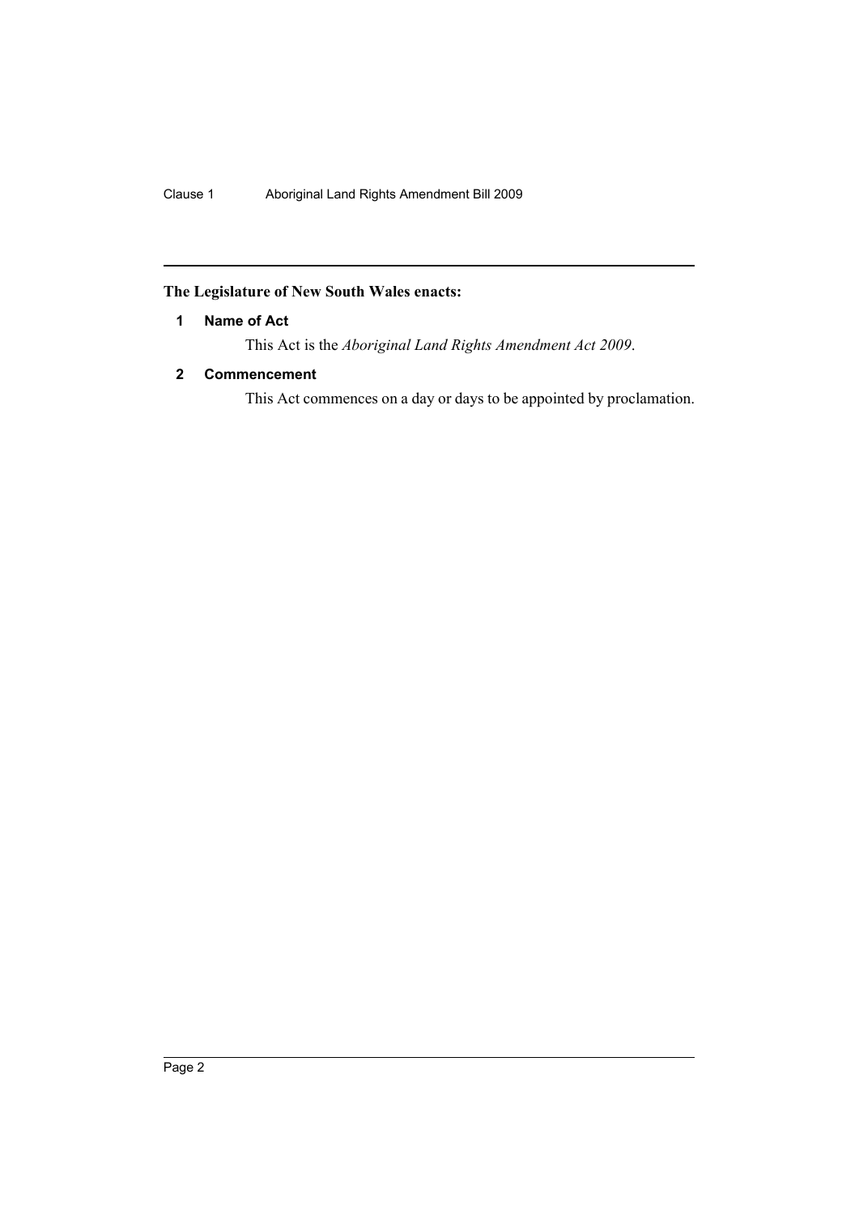**The Legislature of New South Wales enacts:**

### 1 Name of Act

This Act is the *Aboriginal Land Rights Amendment Act 2009*.

### 2 Commencement

This Act commences on a day or days to be appointed by proclamation.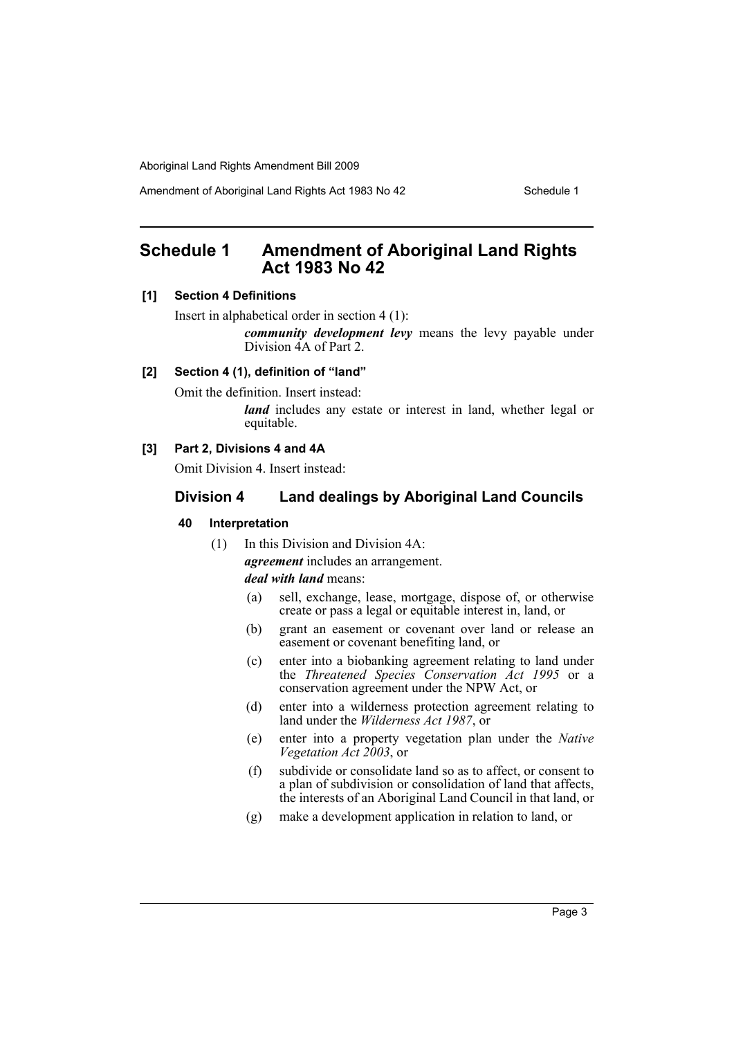# Schedule 1 Amendment of Aboriginal Land Rights Act 1983 No 42

**[1] Section 4 Definitions**

Insert in alphabetical order in section 4 (1):

> ***community development levy*** means the levy payable under Division 4A of Part 2.

**[2] Section 4 (1), definition of "land"**

Omit the definition. Insert instead:

> ***land*** includes any estate or interest in land, whether legal or equitable.

**[3] Part 2, Divisions 4 and 4A**

Omit Division 4. Insert instead:

## Division 4 Land dealings by Aboriginal Land Councils

### 40 Interpretation

(1) In this Division and Division 4A:

***agreement*** includes an arrangement.

***deal with land*** means:

(a) sell, exchange, lease, mortgage, dispose of, or otherwise create or pass a legal or equitable interest in, land, or

(b) grant an easement or covenant over land or release an easement or covenant benefiting land, or

(c) enter into a biobanking agreement relating to land under the *Threatened Species Conservation Act 1995* or a conservation agreement under the NPW Act, or

(d) enter into a wilderness protection agreement relating to land under the *Wilderness Act 1987*, or

(e) enter into a property vegetation plan under the *Native Vegetation Act 2003*, or

(f) subdivide or consolidate land so as to affect, or consent to a plan of subdivision or consolidation of land that affects, the interests of an Aboriginal Land Council in that land, or

(g) make a development application in relation to land, or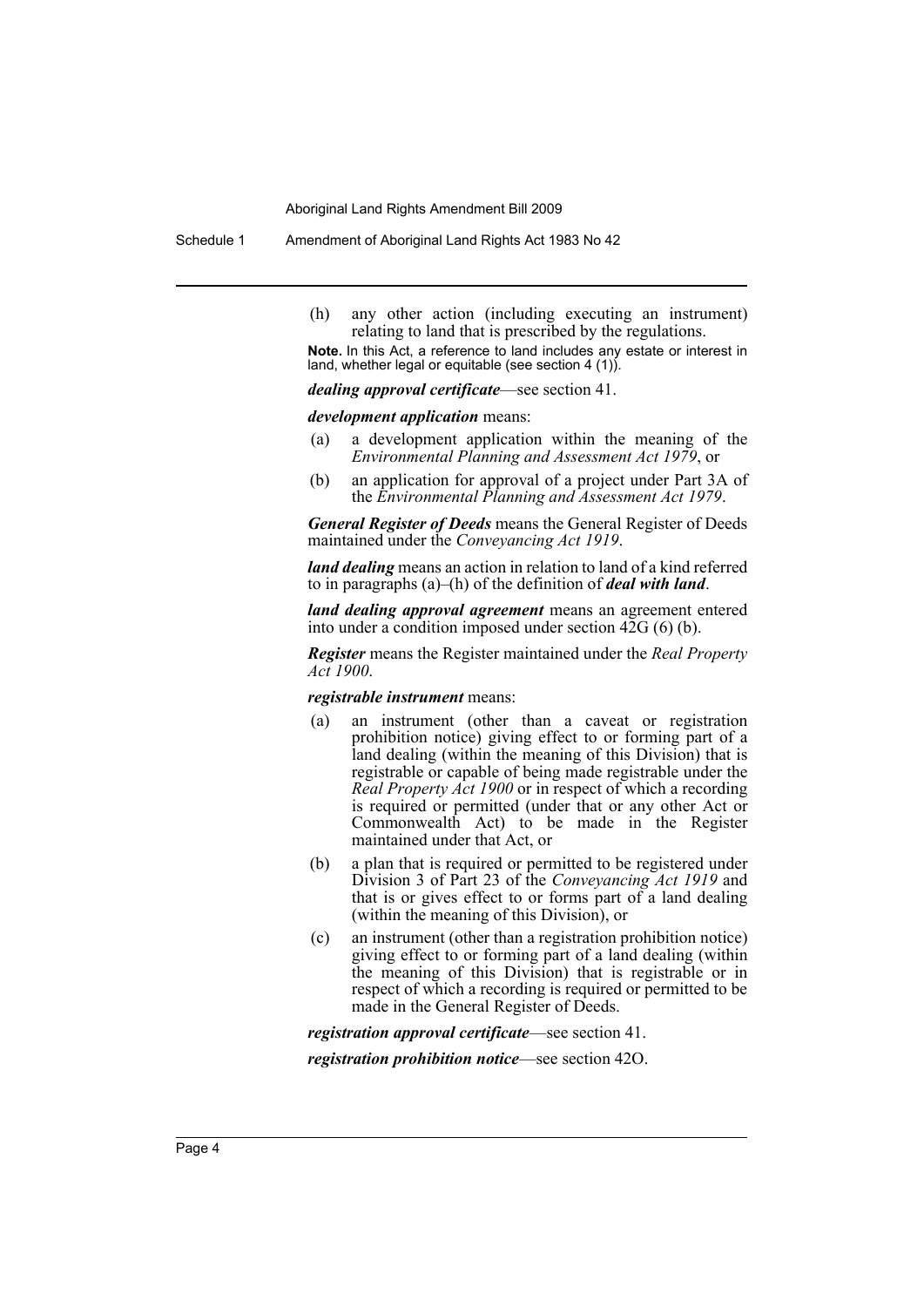(h) any other action (including executing an instrument) relating to land that is prescribed by the regulations.

**Note.** In this Act, a reference to land includes any estate or interest in land, whether legal or equitable (see section 4 (1)).

***dealing approval certificate***—see section 41.

***development application*** means:

(a) a development application within the meaning of the *Environmental Planning and Assessment Act 1979*, or

(b) an application for approval of a project under Part 3A of the *Environmental Planning and Assessment Act 1979*.

***General Register of Deeds*** means the General Register of Deeds maintained under the *Conveyancing Act 1919*.

***land dealing*** means an action in relation to land of a kind referred to in paragraphs (a)–(h) of the definition of ***deal with land***.

***land dealing approval agreement*** means an agreement entered into under a condition imposed under section 42G (6) (b).

***Register*** means the Register maintained under the *Real Property Act 1900*.

***registrable instrument*** means:

(a) an instrument (other than a caveat or registration prohibition notice) giving effect to or forming part of a land dealing (within the meaning of this Division) that is registrable or capable of being made registrable under the *Real Property Act 1900* or in respect of which a recording is required or permitted (under that or any other Act or Commonwealth Act) to be made in the Register maintained under that Act, or

(b) a plan that is required or permitted to be registered under Division 3 of Part 23 of the *Conveyancing Act 1919* and that is or gives effect to or forms part of a land dealing (within the meaning of this Division), or

(c) an instrument (other than a registration prohibition notice) giving effect to or forming part of a land dealing (within the meaning of this Division) that is registrable or in respect of which a recording is required or permitted to be made in the General Register of Deeds.

***registration approval certificate***—see section 41.

***registration prohibition notice***—see section 42O.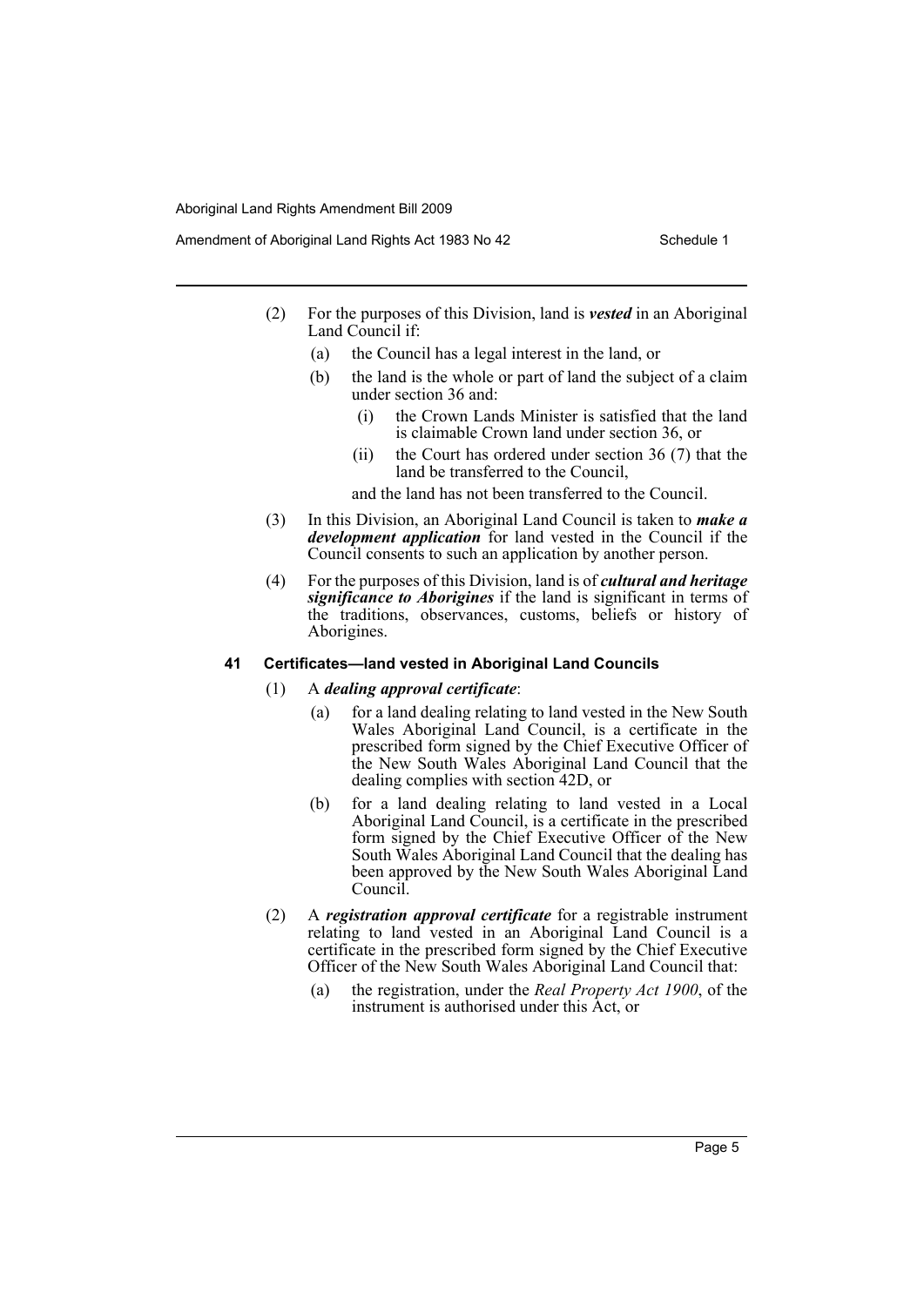(2) For the purposes of this Division, land is ***vested*** in an Aboriginal Land Council if:

(a) the Council has a legal interest in the land, or

(b) the land is the whole or part of land the subject of a claim under section 36 and:

(i) the Crown Lands Minister is satisfied that the land is claimable Crown land under section 36, or

(ii) the Court has ordered under section 36 (7) that the land be transferred to the Council,

and the land has not been transferred to the Council.

(3) In this Division, an Aboriginal Land Council is taken to ***make a development application*** for land vested in the Council if the Council consents to such an application by another person.

(4) For the purposes of this Division, land is of ***cultural and heritage significance to Aborigines*** if the land is significant in terms of the traditions, observances, customs, beliefs or history of Aborigines.

#### 41 Certificates—land vested in Aboriginal Land Councils

(1) A ***dealing approval certificate***:

(a) for a land dealing relating to land vested in the New South Wales Aboriginal Land Council, is a certificate in the prescribed form signed by the Chief Executive Officer of the New South Wales Aboriginal Land Council that the dealing complies with section 42D, or

(b) for a land dealing relating to land vested in a Local Aboriginal Land Council, is a certificate in the prescribed form signed by the Chief Executive Officer of the New South Wales Aboriginal Land Council that the dealing has been approved by the New South Wales Aboriginal Land Council.

(2) A ***registration approval certificate*** for a registrable instrument relating to land vested in an Aboriginal Land Council is a certificate in the prescribed form signed by the Chief Executive Officer of the New South Wales Aboriginal Land Council that:

(a) the registration, under the *Real Property Act 1900*, of the instrument is authorised under this Act, or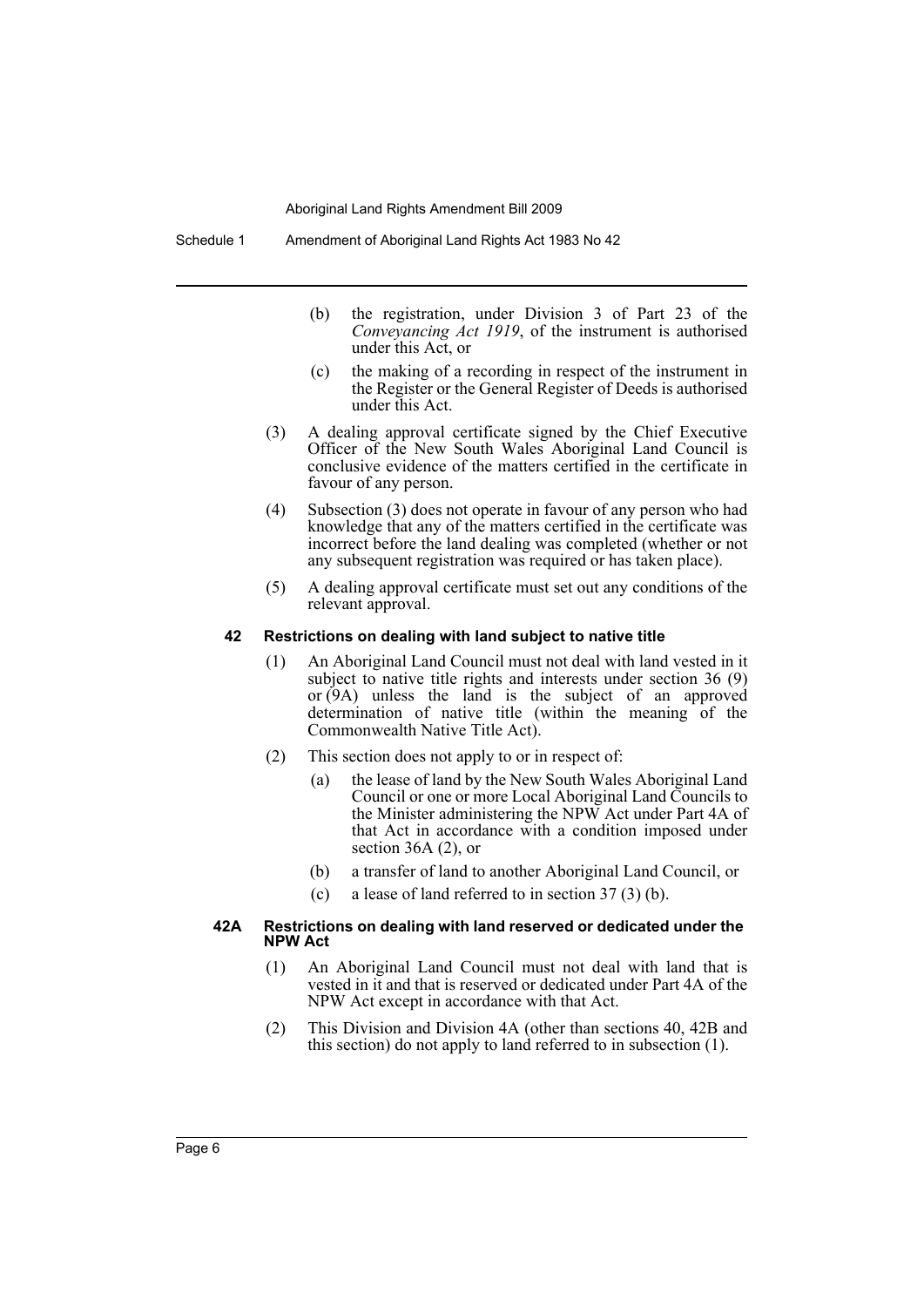(b) the registration, under Division 3 of Part 23 of the *Conveyancing Act 1919*, of the instrument is authorised under this Act, or

(c) the making of a recording in respect of the instrument in the Register or the General Register of Deeds is authorised under this Act.

(3) A dealing approval certificate signed by the Chief Executive Officer of the New South Wales Aboriginal Land Council is conclusive evidence of the matters certified in the certificate in favour of any person.

(4) Subsection (3) does not operate in favour of any person who had knowledge that any of the matters certified in the certificate was incorrect before the land dealing was completed (whether or not any subsequent registration was required or has taken place).

(5) A dealing approval certificate must set out any conditions of the relevant approval.

#### 42 Restrictions on dealing with land subject to native title

(1) An Aboriginal Land Council must not deal with land vested in it subject to native title rights and interests under section 36 (9) or (9A) unless the land is the subject of an approved determination of native title (within the meaning of the Commonwealth Native Title Act).

(2) This section does not apply to or in respect of:

(a) the lease of land by the New South Wales Aboriginal Land Council or one or more Local Aboriginal Land Councils to the Minister administering the NPW Act under Part 4A of that Act in accordance with a condition imposed under section 36A (2), or

(b) a transfer of land to another Aboriginal Land Council, or

(c) a lease of land referred to in section 37 (3) (b).

#### 42A Restrictions on dealing with land reserved or dedicated under the NPW Act

(1) An Aboriginal Land Council must not deal with land that is vested in it and that is reserved or dedicated under Part 4A of the NPW Act except in accordance with that Act.

(2) This Division and Division 4A (other than sections 40, 42B and this section) do not apply to land referred to in subsection (1).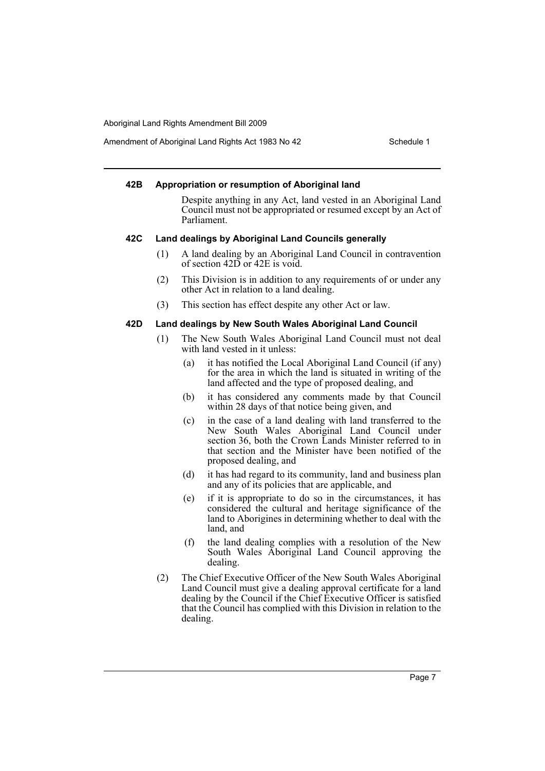#### 42B Appropriation or resumption of Aboriginal land

Despite anything in any Act, land vested in an Aboriginal Land Council must not be appropriated or resumed except by an Act of Parliament.

#### 42C Land dealings by Aboriginal Land Councils generally

(1) A land dealing by an Aboriginal Land Council in contravention of section 42D or 42E is void.

(2) This Division is in addition to any requirements of or under any other Act in relation to a land dealing.

(3) This section has effect despite any other Act or law.

#### 42D Land dealings by New South Wales Aboriginal Land Council

(1) The New South Wales Aboriginal Land Council must not deal with land vested in it unless:

- (a) it has notified the Local Aboriginal Land Council (if any) for the area in which the land is situated in writing of the land affected and the type of proposed dealing, and
- (b) it has considered any comments made by that Council within 28 days of that notice being given, and
- (c) in the case of a land dealing with land transferred to the New South Wales Aboriginal Land Council under section 36, both the Crown Lands Minister referred to in that section and the Minister have been notified of the proposed dealing, and
- (d) it has had regard to its community, land and business plan and any of its policies that are applicable, and
- (e) if it is appropriate to do so in the circumstances, it has considered the cultural and heritage significance of the land to Aborigines in determining whether to deal with the land, and
- (f) the land dealing complies with a resolution of the New South Wales Aboriginal Land Council approving the dealing.

(2) The Chief Executive Officer of the New South Wales Aboriginal Land Council must give a dealing approval certificate for a land dealing by the Council if the Chief Executive Officer is satisfied that the Council has complied with this Division in relation to the dealing.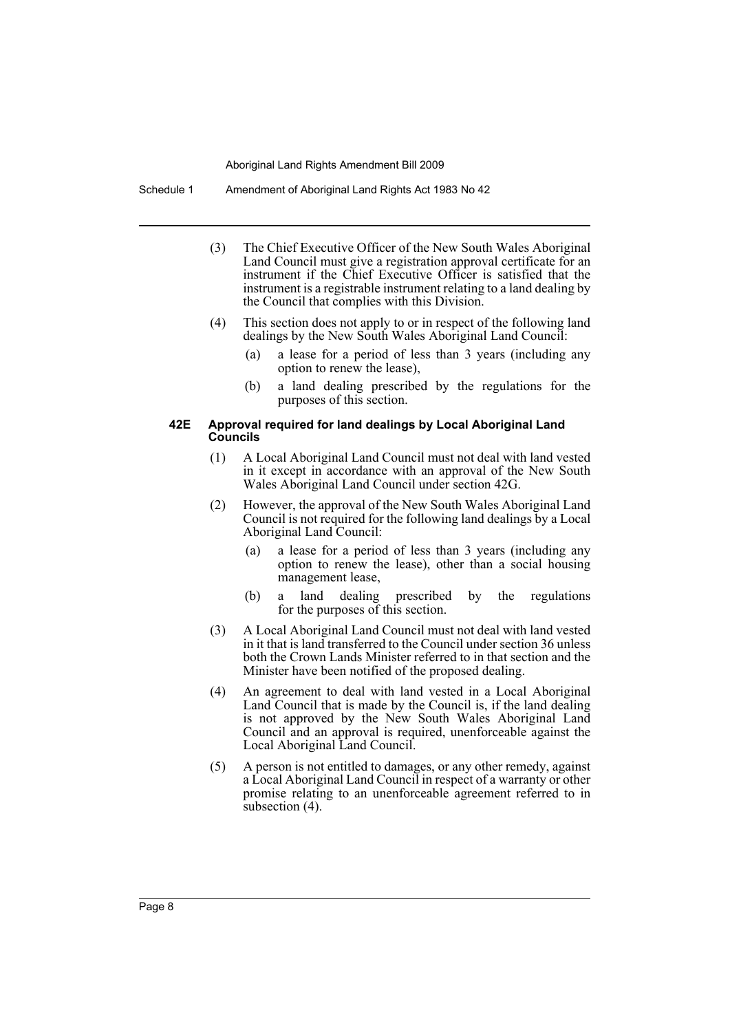(3) The Chief Executive Officer of the New South Wales Aboriginal Land Council must give a registration approval certificate for an instrument if the Chief Executive Officer is satisfied that the instrument is a registrable instrument relating to a land dealing by the Council that complies with this Division.

(4) This section does not apply to or in respect of the following land dealings by the New South Wales Aboriginal Land Council:

(a) a lease for a period of less than 3 years (including any option to renew the lease),

(b) a land dealing prescribed by the regulations for the purposes of this section.

**42E Approval required for land dealings by Local Aboriginal Land Councils**

(1) A Local Aboriginal Land Council must not deal with land vested in it except in accordance with an approval of the New South Wales Aboriginal Land Council under section 42G.

(2) However, the approval of the New South Wales Aboriginal Land Council is not required for the following land dealings by a Local Aboriginal Land Council:

(a) a lease for a period of less than 3 years (including any option to renew the lease), other than a social housing management lease,

(b) a land dealing prescribed by the regulations for the purposes of this section.

(3) A Local Aboriginal Land Council must not deal with land vested in it that is land transferred to the Council under section 36 unless both the Crown Lands Minister referred to in that section and the Minister have been notified of the proposed dealing.

(4) An agreement to deal with land vested in a Local Aboriginal Land Council that is made by the Council is, if the land dealing is not approved by the New South Wales Aboriginal Land Council and an approval is required, unenforceable against the Local Aboriginal Land Council.

(5) A person is not entitled to damages, or any other remedy, against a Local Aboriginal Land Council in respect of a warranty or other promise relating to an unenforceable agreement referred to in subsection (4).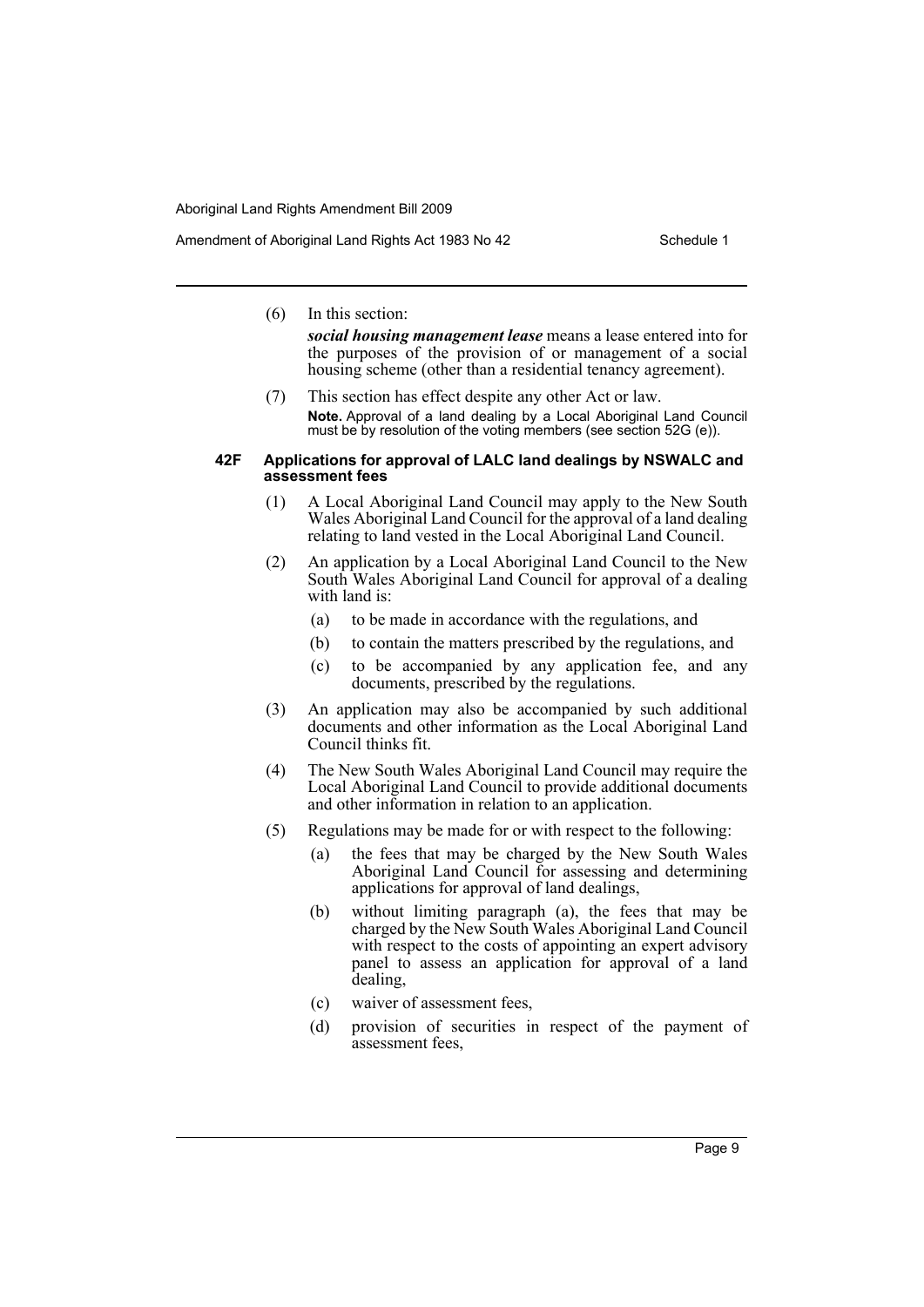(6) In this section:

***social housing management lease*** means a lease entered into for the purposes of the provision of or management of a social housing scheme (other than a residential tenancy agreement).

(7) This section has effect despite any other Act or law.

**Note.** Approval of a land dealing by a Local Aboriginal Land Council must be by resolution of the voting members (see section 52G (e)).

### 42F Applications for approval of LALC land dealings by NSWALC and assessment fees

(1) A Local Aboriginal Land Council may apply to the New South Wales Aboriginal Land Council for the approval of a land dealing relating to land vested in the Local Aboriginal Land Council.

(2) An application by a Local Aboriginal Land Council to the New South Wales Aboriginal Land Council for approval of a dealing with land is:

- (a) to be made in accordance with the regulations, and
- (b) to contain the matters prescribed by the regulations, and
- (c) to be accompanied by any application fee, and any documents, prescribed by the regulations.

(3) An application may also be accompanied by such additional documents and other information as the Local Aboriginal Land Council thinks fit.

(4) The New South Wales Aboriginal Land Council may require the Local Aboriginal Land Council to provide additional documents and other information in relation to an application.

(5) Regulations may be made for or with respect to the following:

- (a) the fees that may be charged by the New South Wales Aboriginal Land Council for assessing and determining applications for approval of land dealings,
- (b) without limiting paragraph (a), the fees that may be charged by the New South Wales Aboriginal Land Council with respect to the costs of appointing an expert advisory panel to assess an application for approval of a land dealing,
- (c) waiver of assessment fees,
- (d) provision of securities in respect of the payment of assessment fees,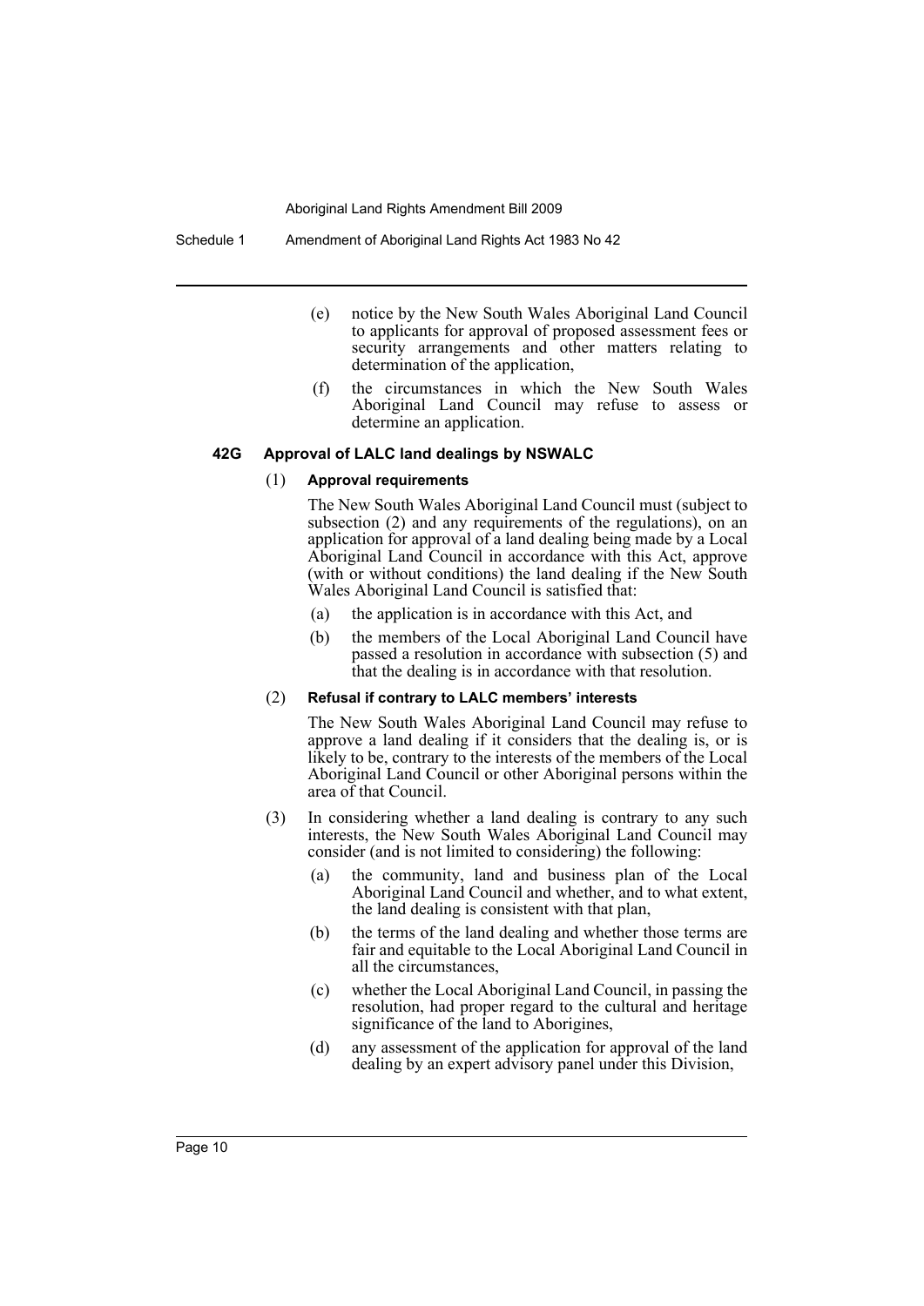(e) notice by the New South Wales Aboriginal Land Council to applicants for approval of proposed assessment fees or security arrangements and other matters relating to determination of the application,

(f) the circumstances in which the New South Wales Aboriginal Land Council may refuse to assess or determine an application.

### 42G Approval of LALC land dealings by NSWALC

(1) **Approval requirements**

The New South Wales Aboriginal Land Council must (subject to subsection (2) and any requirements of the regulations), on an application for approval of a land dealing being made by a Local Aboriginal Land Council in accordance with this Act, approve (with or without conditions) the land dealing if the New South Wales Aboriginal Land Council is satisfied that:

(a) the application is in accordance with this Act, and

(b) the members of the Local Aboriginal Land Council have passed a resolution in accordance with subsection (5) and that the dealing is in accordance with that resolution.

(2) **Refusal if contrary to LALC members' interests**

The New South Wales Aboriginal Land Council may refuse to approve a land dealing if it considers that the dealing is, or is likely to be, contrary to the interests of the members of the Local Aboriginal Land Council or other Aboriginal persons within the area of that Council.

(3) In considering whether a land dealing is contrary to any such interests, the New South Wales Aboriginal Land Council may consider (and is not limited to considering) the following:

(a) the community, land and business plan of the Local Aboriginal Land Council and whether, and to what extent, the land dealing is consistent with that plan,

(b) the terms of the land dealing and whether those terms are fair and equitable to the Local Aboriginal Land Council in all the circumstances,

(c) whether the Local Aboriginal Land Council, in passing the resolution, had proper regard to the cultural and heritage significance of the land to Aborigines,

(d) any assessment of the application for approval of the land dealing by an expert advisory panel under this Division,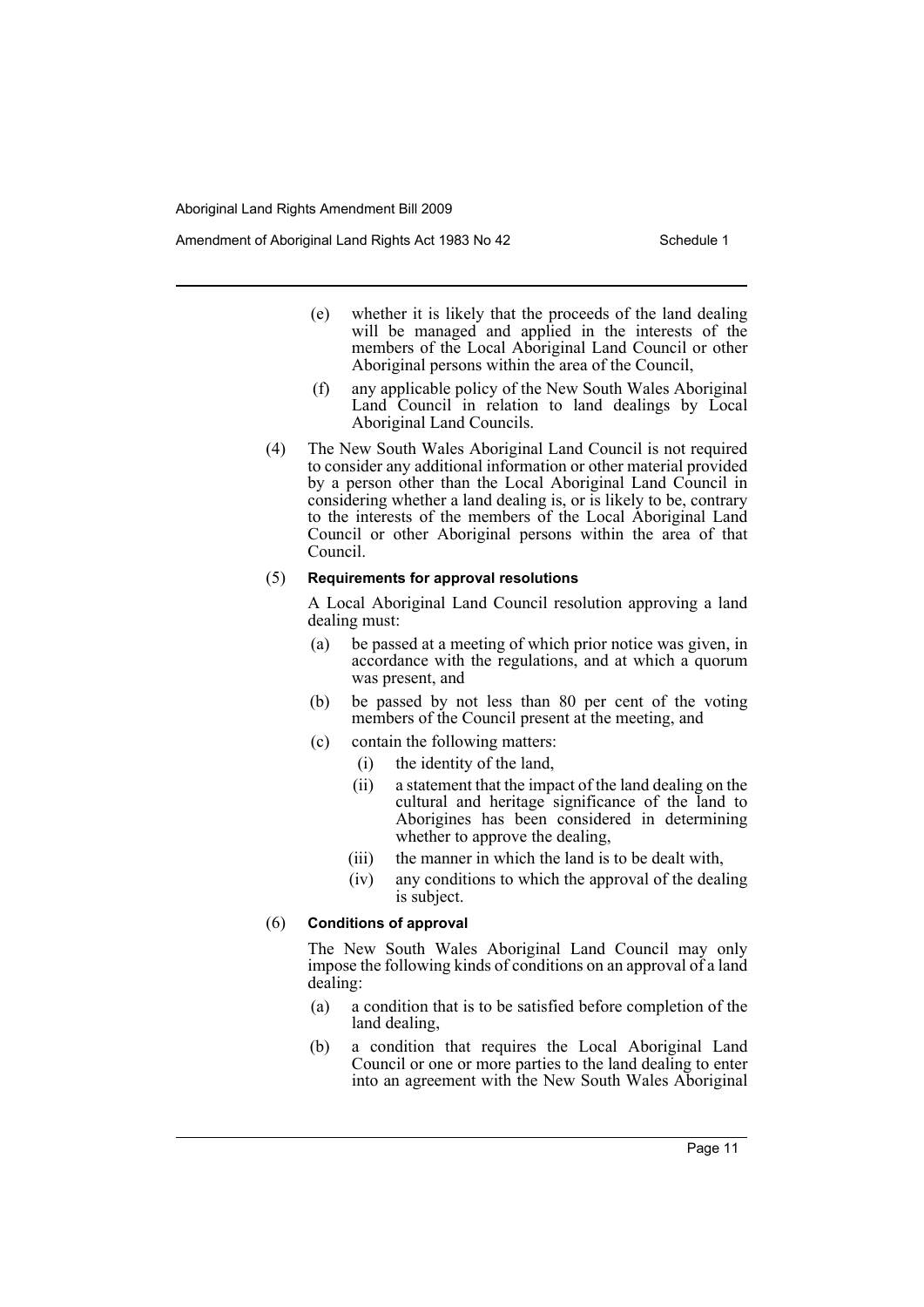(e) whether it is likely that the proceeds of the land dealing will be managed and applied in the interests of the members of the Local Aboriginal Land Council or other Aboriginal persons within the area of the Council,

(f) any applicable policy of the New South Wales Aboriginal Land Council in relation to land dealings by Local Aboriginal Land Councils.

(4) The New South Wales Aboriginal Land Council is not required to consider any additional information or other material provided by a person other than the Local Aboriginal Land Council in considering whether a land dealing is, or is likely to be, contrary to the interests of the members of the Local Aboriginal Land Council or other Aboriginal persons within the area of that Council.

(5) **Requirements for approval resolutions**

A Local Aboriginal Land Council resolution approving a land dealing must:

(a) be passed at a meeting of which prior notice was given, in accordance with the regulations, and at which a quorum was present, and

(b) be passed by not less than 80 per cent of the voting members of the Council present at the meeting, and

(c) contain the following matters:

(i) the identity of the land,

(ii) a statement that the impact of the land dealing on the cultural and heritage significance of the land to Aborigines has been considered in determining whether to approve the dealing,

(iii) the manner in which the land is to be dealt with,

(iv) any conditions to which the approval of the dealing is subject.

(6) **Conditions of approval**

The New South Wales Aboriginal Land Council may only impose the following kinds of conditions on an approval of a land dealing:

(a) a condition that is to be satisfied before completion of the land dealing,

(b) a condition that requires the Local Aboriginal Land Council or one or more parties to the land dealing to enter into an agreement with the New South Wales Aboriginal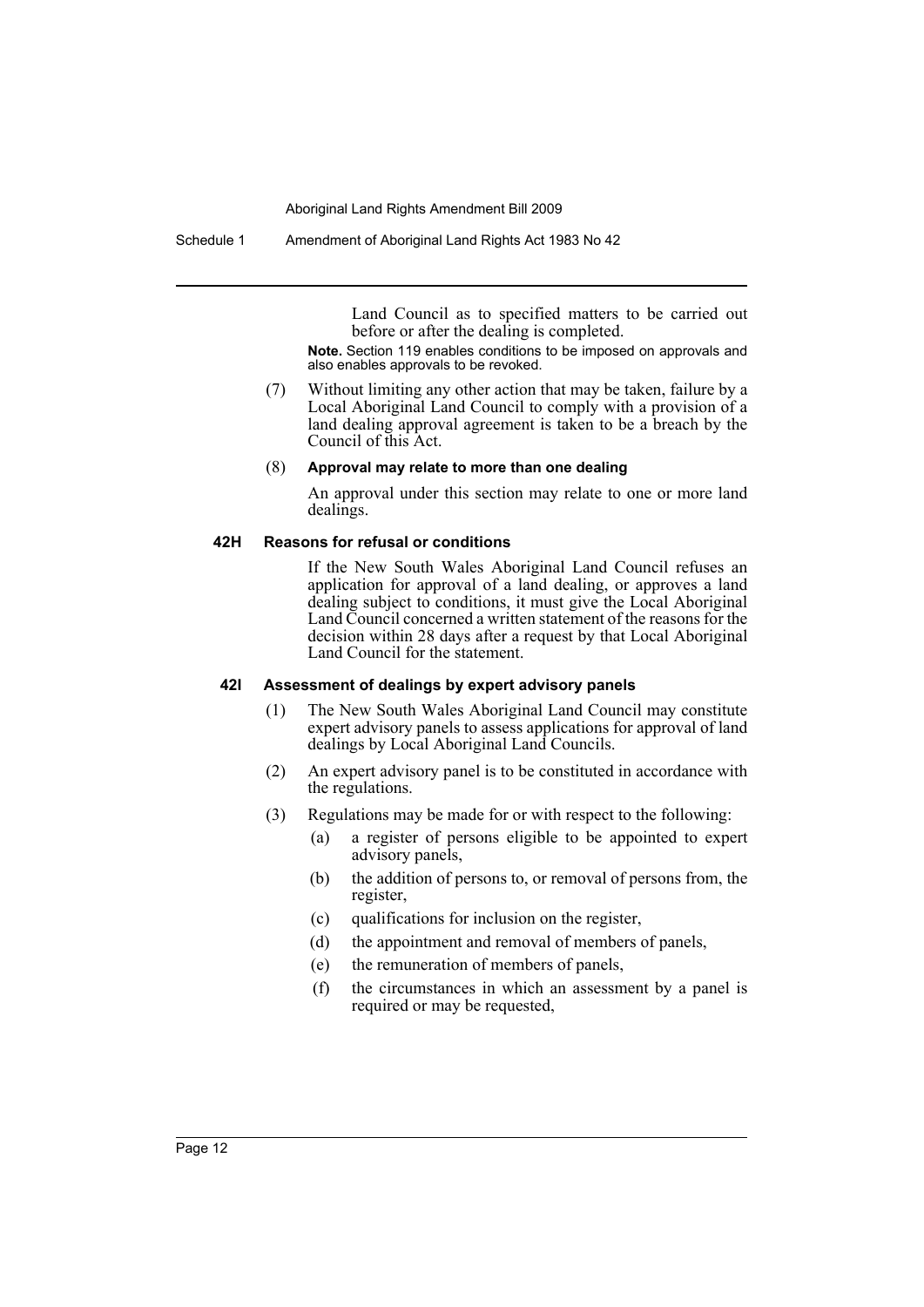Land Council as to specified matters to be carried out before or after the dealing is completed.

**Note.** Section 119 enables conditions to be imposed on approvals and also enables approvals to be revoked.

(7) Without limiting any other action that may be taken, failure by a Local Aboriginal Land Council to comply with a provision of a land dealing approval agreement is taken to be a breach by the Council of this Act.

(8) **Approval may relate to more than one dealing**

An approval under this section may relate to one or more land dealings.

#### 42H Reasons for refusal or conditions

If the New South Wales Aboriginal Land Council refuses an application for approval of a land dealing, or approves a land dealing subject to conditions, it must give the Local Aboriginal Land Council concerned a written statement of the reasons for the decision within 28 days after a request by that Local Aboriginal Land Council for the statement.

#### 42I Assessment of dealings by expert advisory panels

(1) The New South Wales Aboriginal Land Council may constitute expert advisory panels to assess applications for approval of land dealings by Local Aboriginal Land Councils.

(2) An expert advisory panel is to be constituted in accordance with the regulations.

(3) Regulations may be made for or with respect to the following:

- (a) a register of persons eligible to be appointed to expert advisory panels,
- (b) the addition of persons to, or removal of persons from, the register,
- (c) qualifications for inclusion on the register,
- (d) the appointment and removal of members of panels,
- (e) the remuneration of members of panels,
- (f) the circumstances in which an assessment by a panel is required or may be requested,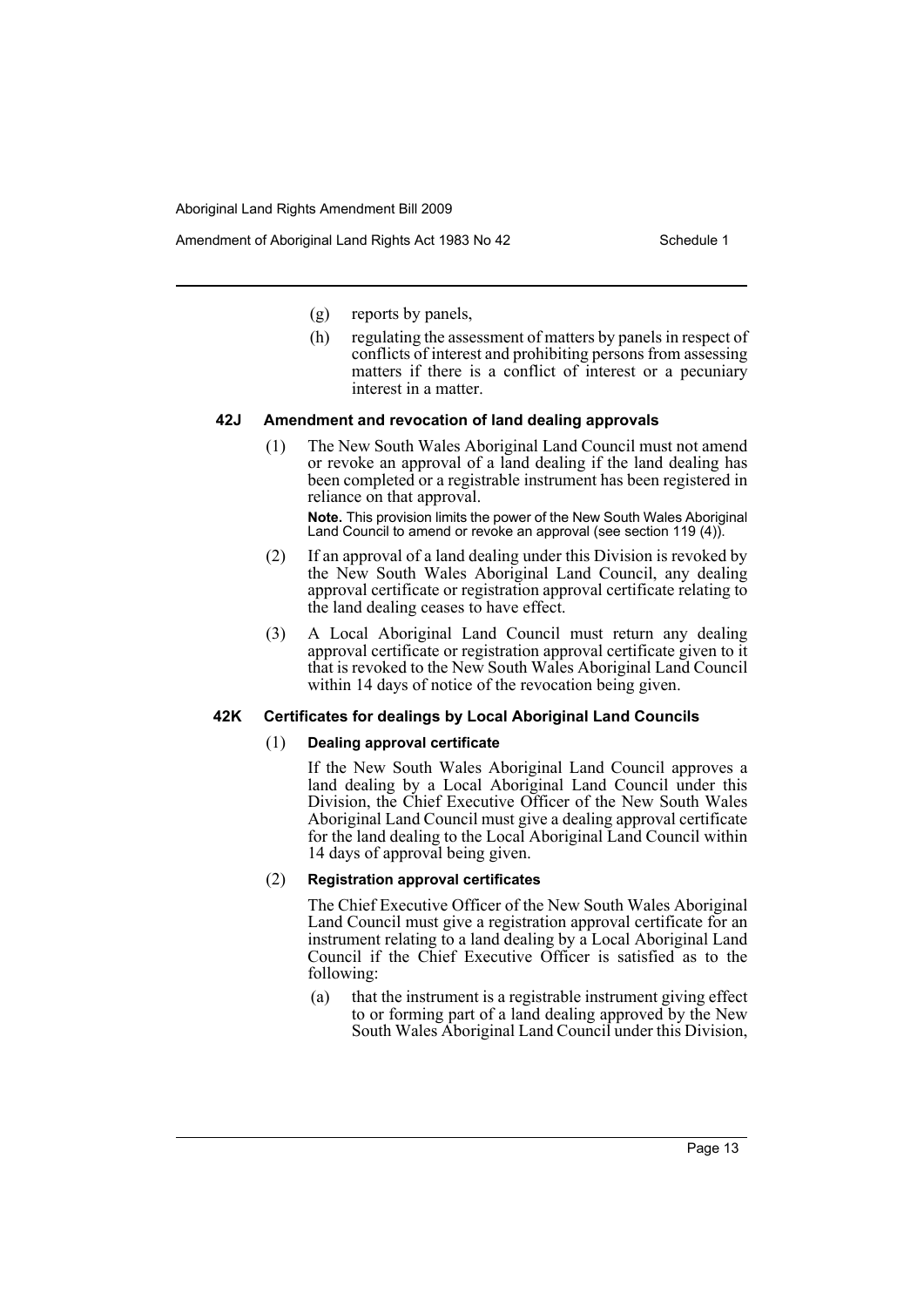(g) reports by panels,

(h) regulating the assessment of matters by panels in respect of conflicts of interest and prohibiting persons from assessing matters if there is a conflict of interest or a pecuniary interest in a matter.

### 42J Amendment and revocation of land dealing approvals

(1) The New South Wales Aboriginal Land Council must not amend or revoke an approval of a land dealing if the land dealing has been completed or a registrable instrument has been registered in reliance on that approval.

**Note.** This provision limits the power of the New South Wales Aboriginal Land Council to amend or revoke an approval (see section 119 (4)).

(2) If an approval of a land dealing under this Division is revoked by the New South Wales Aboriginal Land Council, any dealing approval certificate or registration approval certificate relating to the land dealing ceases to have effect.

(3) A Local Aboriginal Land Council must return any dealing approval certificate or registration approval certificate given to it that is revoked to the New South Wales Aboriginal Land Council within 14 days of notice of the revocation being given.

### 42K Certificates for dealings by Local Aboriginal Land Councils

(1) **Dealing approval certificate**

If the New South Wales Aboriginal Land Council approves a land dealing by a Local Aboriginal Land Council under this Division, the Chief Executive Officer of the New South Wales Aboriginal Land Council must give a dealing approval certificate for the land dealing to the Local Aboriginal Land Council within 14 days of approval being given.

(2) **Registration approval certificates**

The Chief Executive Officer of the New South Wales Aboriginal Land Council must give a registration approval certificate for an instrument relating to a land dealing by a Local Aboriginal Land Council if the Chief Executive Officer is satisfied as to the following:

(a) that the instrument is a registrable instrument giving effect to or forming part of a land dealing approved by the New South Wales Aboriginal Land Council under this Division,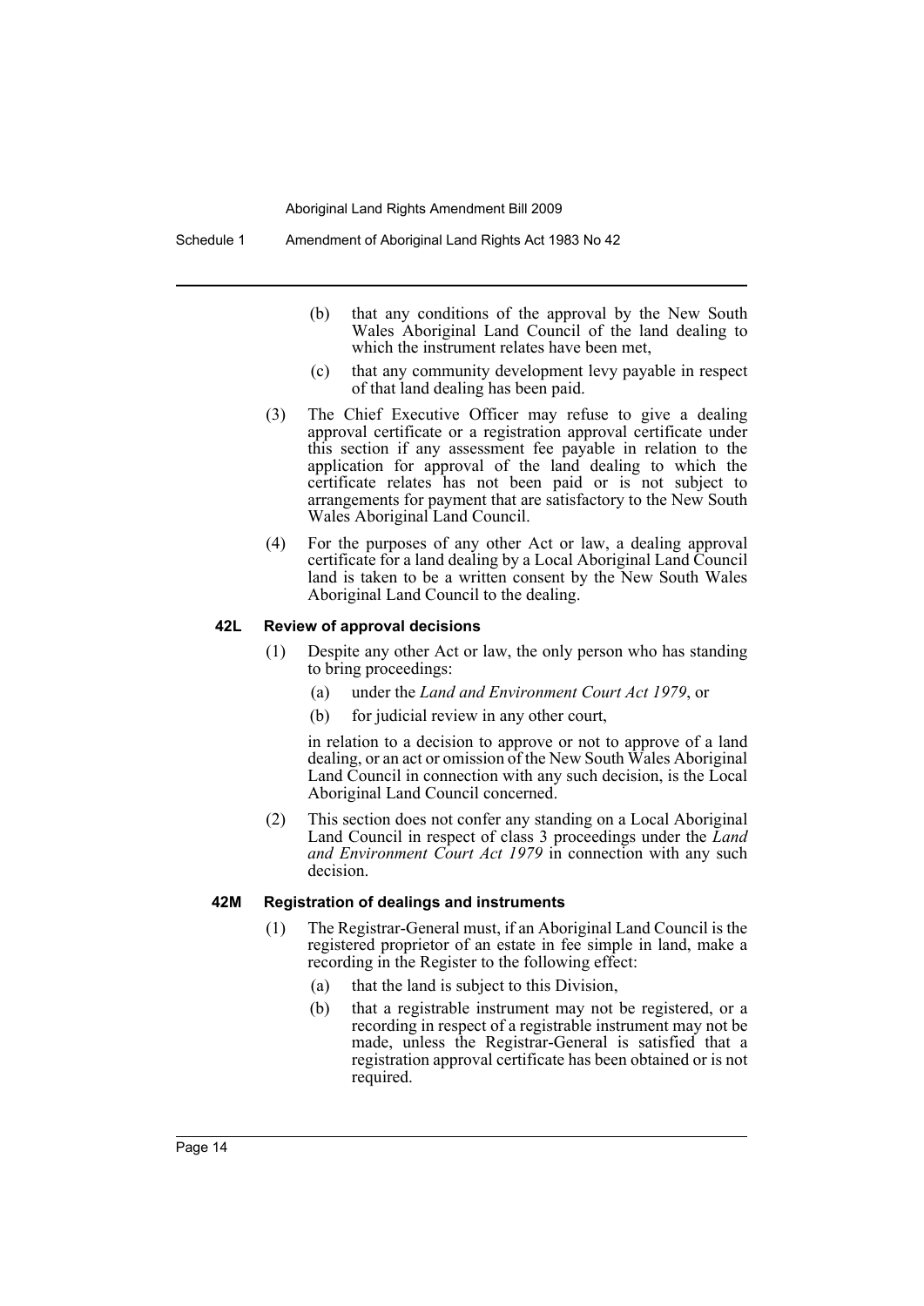(b) that any conditions of the approval by the New South Wales Aboriginal Land Council of the land dealing to which the instrument relates have been met,

(c) that any community development levy payable in respect of that land dealing has been paid.

(3) The Chief Executive Officer may refuse to give a dealing approval certificate or a registration approval certificate under this section if any assessment fee payable in relation to the application for approval of the land dealing to which the certificate relates has not been paid or is not subject to arrangements for payment that are satisfactory to the New South Wales Aboriginal Land Council.

(4) For the purposes of any other Act or law, a dealing approval certificate for a land dealing by a Local Aboriginal Land Council land is taken to be a written consent by the New South Wales Aboriginal Land Council to the dealing.

#### 42L Review of approval decisions

(1) Despite any other Act or law, the only person who has standing to bring proceedings:

(a) under the *Land and Environment Court Act 1979*, or

(b) for judicial review in any other court,

in relation to a decision to approve or not to approve of a land dealing, or an act or omission of the New South Wales Aboriginal Land Council in connection with any such decision, is the Local Aboriginal Land Council concerned.

(2) This section does not confer any standing on a Local Aboriginal Land Council in respect of class 3 proceedings under the *Land and Environment Court Act 1979* in connection with any such decision.

#### 42M Registration of dealings and instruments

(1) The Registrar-General must, if an Aboriginal Land Council is the registered proprietor of an estate in fee simple in land, make a recording in the Register to the following effect:

(a) that the land is subject to this Division,

(b) that a registrable instrument may not be registered, or a recording in respect of a registrable instrument may not be made, unless the Registrar-General is satisfied that a registration approval certificate has been obtained or is not required.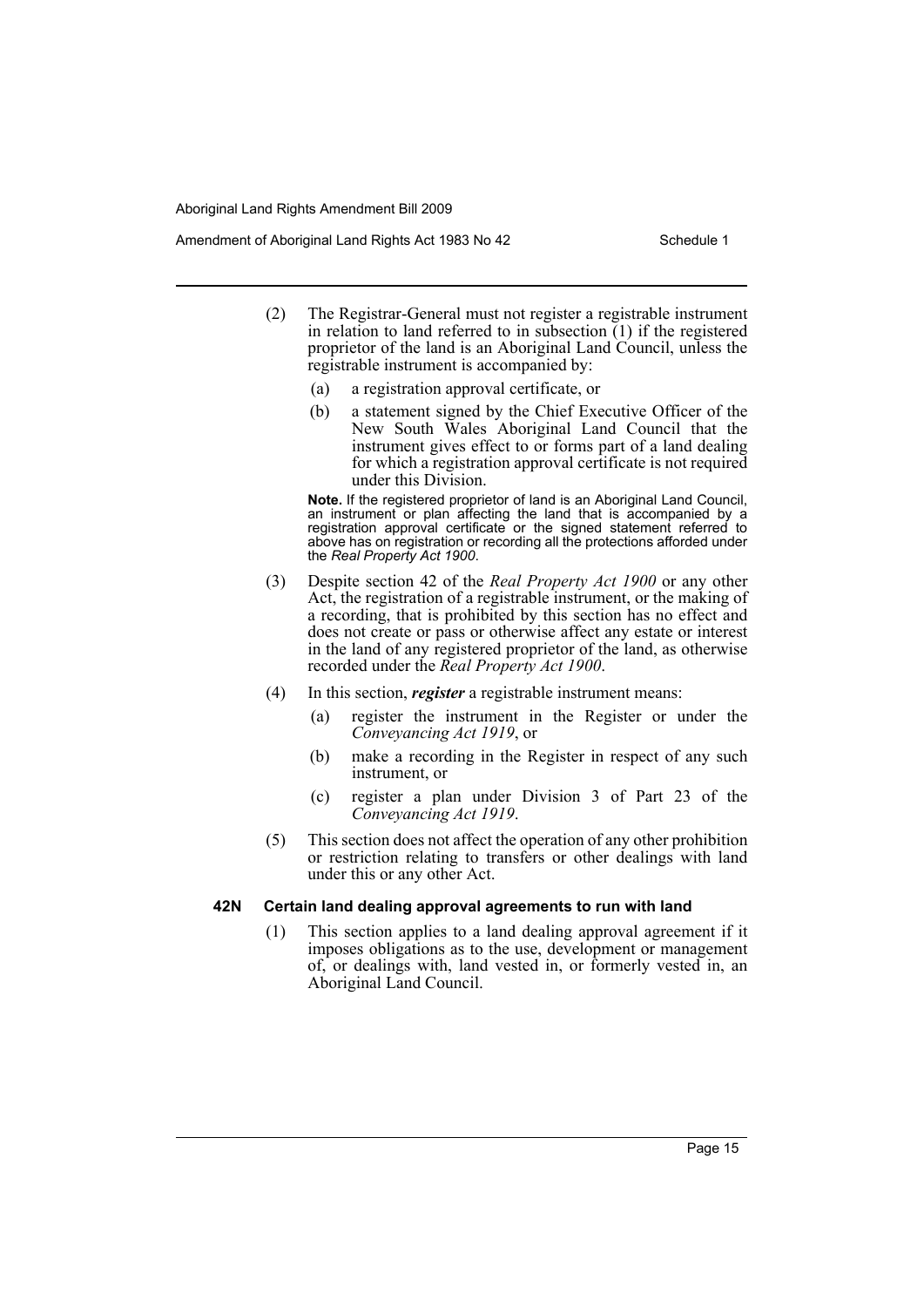(2) The Registrar-General must not register a registrable instrument in relation to land referred to in subsection (1) if the registered proprietor of the land is an Aboriginal Land Council, unless the registrable instrument is accompanied by:

- (a) a registration approval certificate, or
- (b) a statement signed by the Chief Executive Officer of the New South Wales Aboriginal Land Council that the instrument gives effect to or forms part of a land dealing for which a registration approval certificate is not required under this Division.

**Note.** If the registered proprietor of land is an Aboriginal Land Council, an instrument or plan affecting the land that is accompanied by a registration approval certificate or the signed statement referred to above has on registration or recording all the protections afforded under the *Real Property Act 1900*.

(3) Despite section 42 of the *Real Property Act 1900* or any other Act, the registration of a registrable instrument, or the making of a recording, that is prohibited by this section has no effect and does not create or pass or otherwise affect any estate or interest in the land of any registered proprietor of the land, as otherwise recorded under the *Real Property Act 1900*.

(4) In this section, ***register*** a registrable instrument means:

- (a) register the instrument in the Register or under the *Conveyancing Act 1919*, or
- (b) make a recording in the Register in respect of any such instrument, or
- (c) register a plan under Division 3 of Part 23 of the *Conveyancing Act 1919*.

(5) This section does not affect the operation of any other prohibition or restriction relating to transfers or other dealings with land under this or any other Act.

### 42N Certain land dealing approval agreements to run with land

(1) This section applies to a land dealing approval agreement if it imposes obligations as to the use, development or management of, or dealings with, land vested in, or formerly vested in, an Aboriginal Land Council.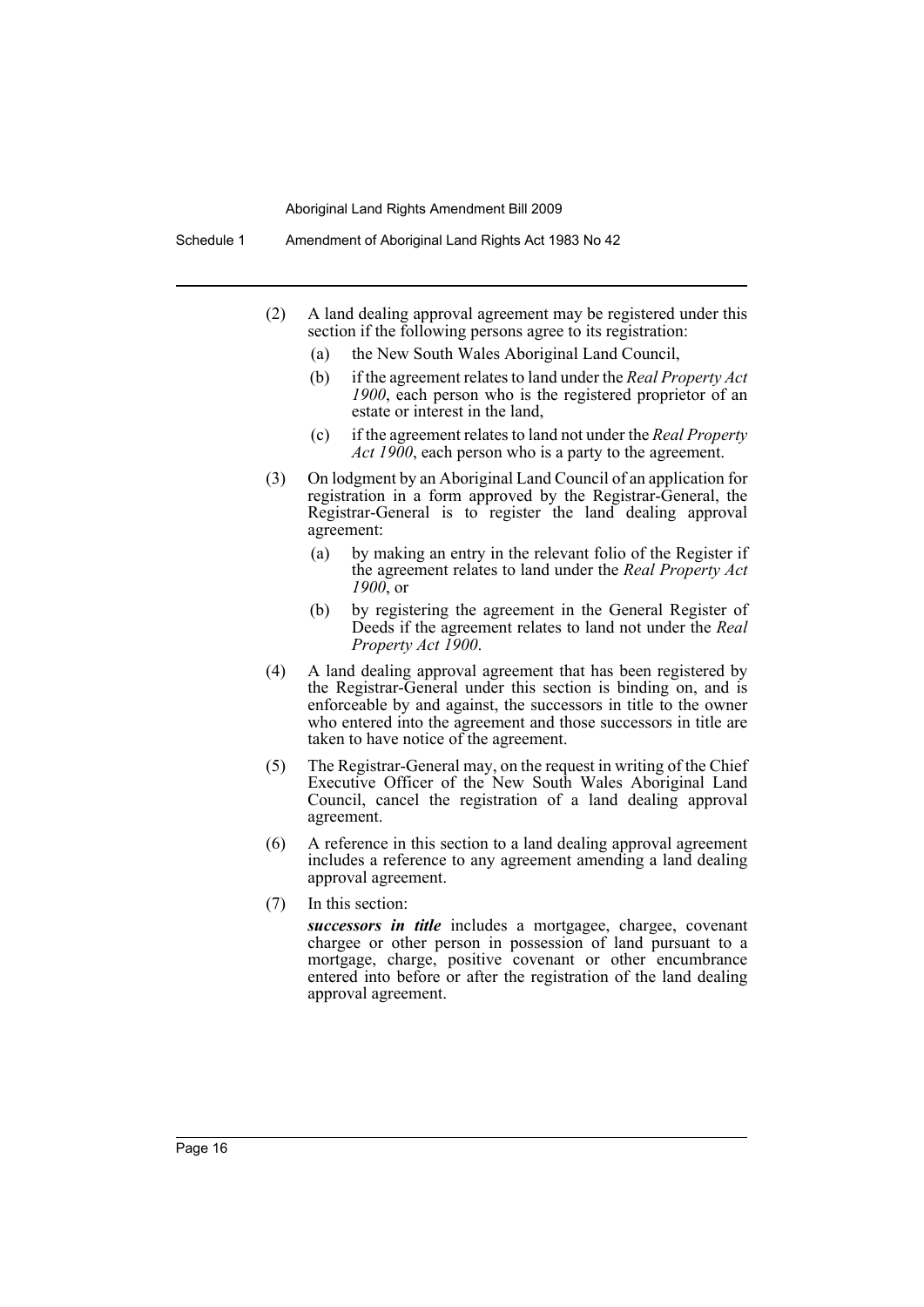(2) A land dealing approval agreement may be registered under this section if the following persons agree to its registration:

(a) the New South Wales Aboriginal Land Council,

(b) if the agreement relates to land under the *Real Property Act 1900*, each person who is the registered proprietor of an estate or interest in the land,

(c) if the agreement relates to land not under the *Real Property Act 1900*, each person who is a party to the agreement.

(3) On lodgment by an Aboriginal Land Council of an application for registration in a form approved by the Registrar-General, the Registrar-General is to register the land dealing approval agreement:

(a) by making an entry in the relevant folio of the Register if the agreement relates to land under the *Real Property Act 1900*, or

(b) by registering the agreement in the General Register of Deeds if the agreement relates to land not under the *Real Property Act 1900*.

(4) A land dealing approval agreement that has been registered by the Registrar-General under this section is binding on, and is enforceable by and against, the successors in title to the owner who entered into the agreement and those successors in title are taken to have notice of the agreement.

(5) The Registrar-General may, on the request in writing of the Chief Executive Officer of the New South Wales Aboriginal Land Council, cancel the registration of a land dealing approval agreement.

(6) A reference in this section to a land dealing approval agreement includes a reference to any agreement amending a land dealing approval agreement.

(7) In this section:

***successors in title*** includes a mortgagee, chargee, covenant chargee or other person in possession of land pursuant to a mortgage, charge, positive covenant or other encumbrance entered into before or after the registration of the land dealing approval agreement.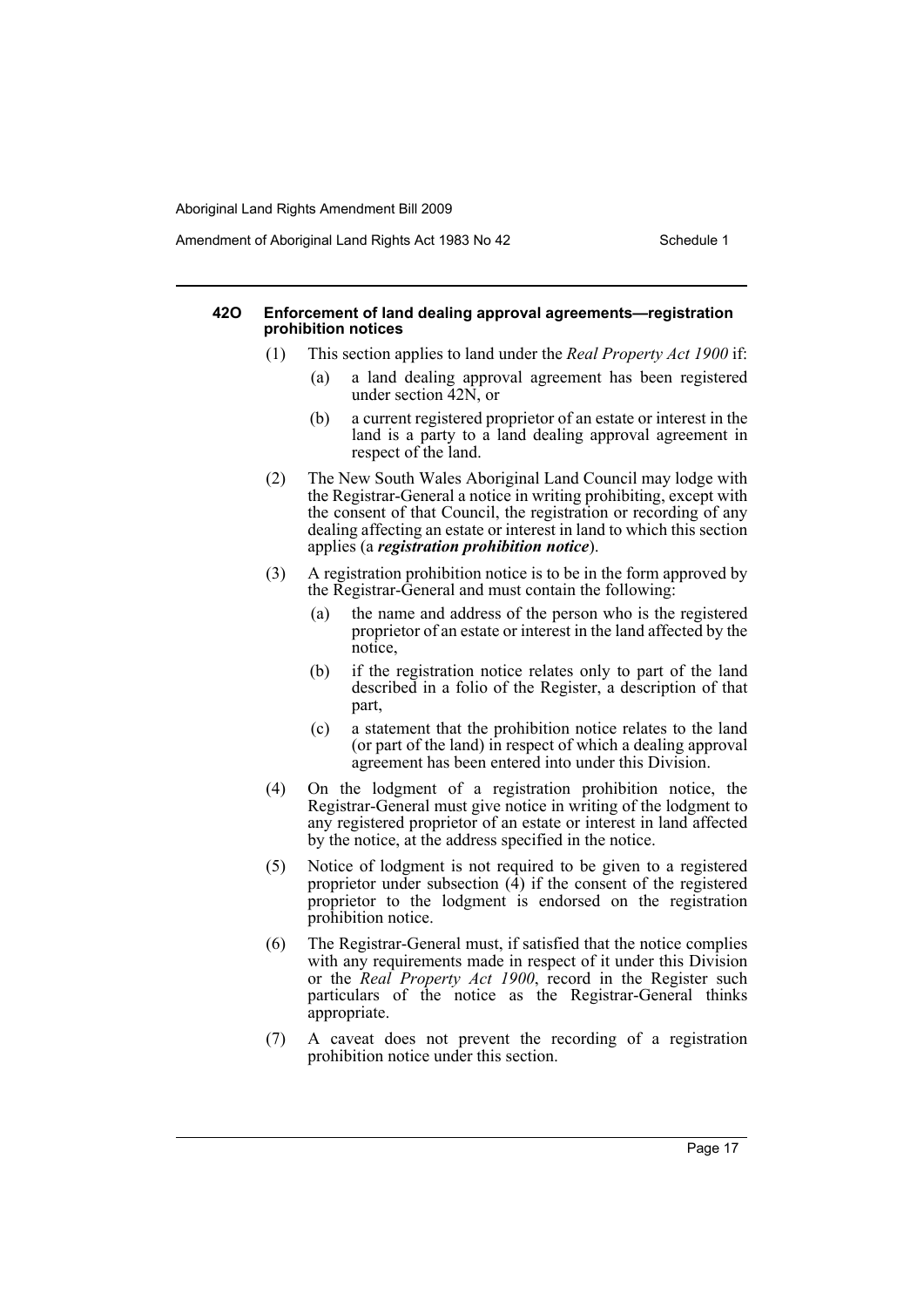#### 42O Enforcement of land dealing approval agreements—registration prohibition notices

(1) This section applies to land under the *Real Property Act 1900* if:

(a) a land dealing approval agreement has been registered under section 42N, or

(b) a current registered proprietor of an estate or interest in the land is a party to a land dealing approval agreement in respect of the land.

(2) The New South Wales Aboriginal Land Council may lodge with the Registrar-General a notice in writing prohibiting, except with the consent of that Council, the registration or recording of any dealing affecting an estate or interest in land to which this section applies (a ***registration prohibition notice***).

(3) A registration prohibition notice is to be in the form approved by the Registrar-General and must contain the following:

(a) the name and address of the person who is the registered proprietor of an estate or interest in the land affected by the notice,

(b) if the registration notice relates only to part of the land described in a folio of the Register, a description of that part,

(c) a statement that the prohibition notice relates to the land (or part of the land) in respect of which a dealing approval agreement has been entered into under this Division.

(4) On the lodgment of a registration prohibition notice, the Registrar-General must give notice in writing of the lodgment to any registered proprietor of an estate or interest in land affected by the notice, at the address specified in the notice.

(5) Notice of lodgment is not required to be given to a registered proprietor under subsection (4) if the consent of the registered proprietor to the lodgment is endorsed on the registration prohibition notice.

(6) The Registrar-General must, if satisfied that the notice complies with any requirements made in respect of it under this Division or the *Real Property Act 1900*, record in the Register such particulars of the notice as the Registrar-General thinks appropriate.

(7) A caveat does not prevent the recording of a registration prohibition notice under this section.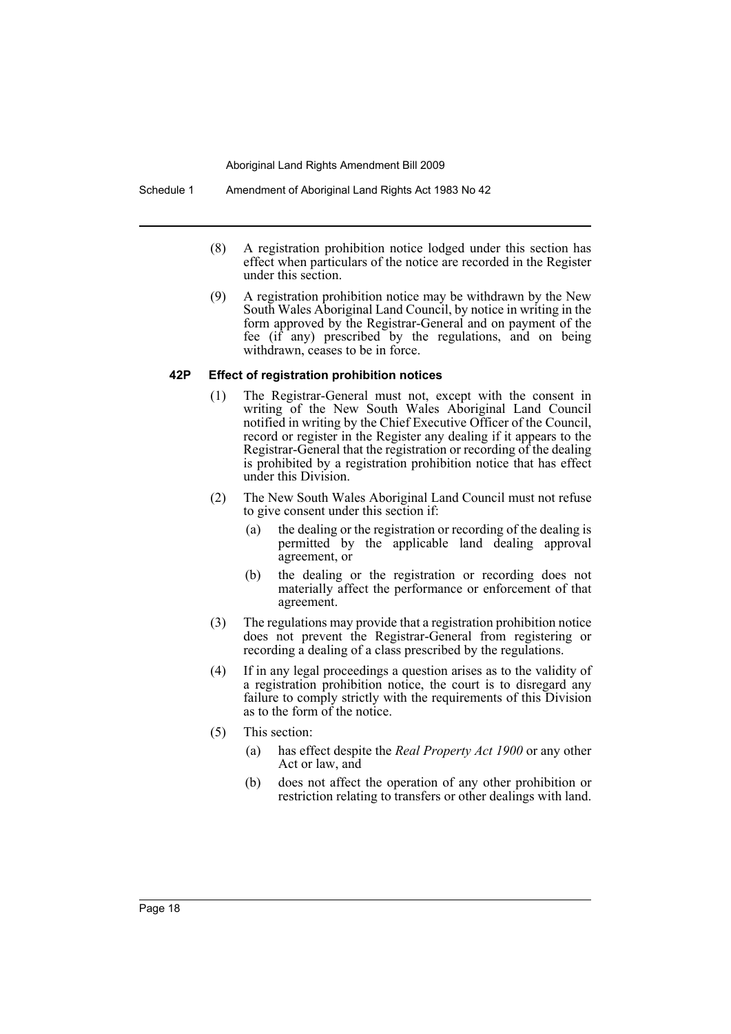(8) A registration prohibition notice lodged under this section has effect when particulars of the notice are recorded in the Register under this section.

(9) A registration prohibition notice may be withdrawn by the New South Wales Aboriginal Land Council, by notice in writing in the form approved by the Registrar-General and on payment of the fee (if any) prescribed by the regulations, and on being withdrawn, ceases to be in force.

#### 42P Effect of registration prohibition notices

(1) The Registrar-General must not, except with the consent in writing of the New South Wales Aboriginal Land Council notified in writing by the Chief Executive Officer of the Council, record or register in the Register any dealing if it appears to the Registrar-General that the registration or recording of the dealing is prohibited by a registration prohibition notice that has effect under this Division.

(2) The New South Wales Aboriginal Land Council must not refuse to give consent under this section if:

- (a) the dealing or the registration or recording of the dealing is permitted by the applicable land dealing approval agreement, or
- (b) the dealing or the registration or recording does not materially affect the performance or enforcement of that agreement.

(3) The regulations may provide that a registration prohibition notice does not prevent the Registrar-General from registering or recording a dealing of a class prescribed by the regulations.

(4) If in any legal proceedings a question arises as to the validity of a registration prohibition notice, the court is to disregard any failure to comply strictly with the requirements of this Division as to the form of the notice.

(5) This section:

- (a) has effect despite the *Real Property Act 1900* or any other Act or law, and
- (b) does not affect the operation of any other prohibition or restriction relating to transfers or other dealings with land.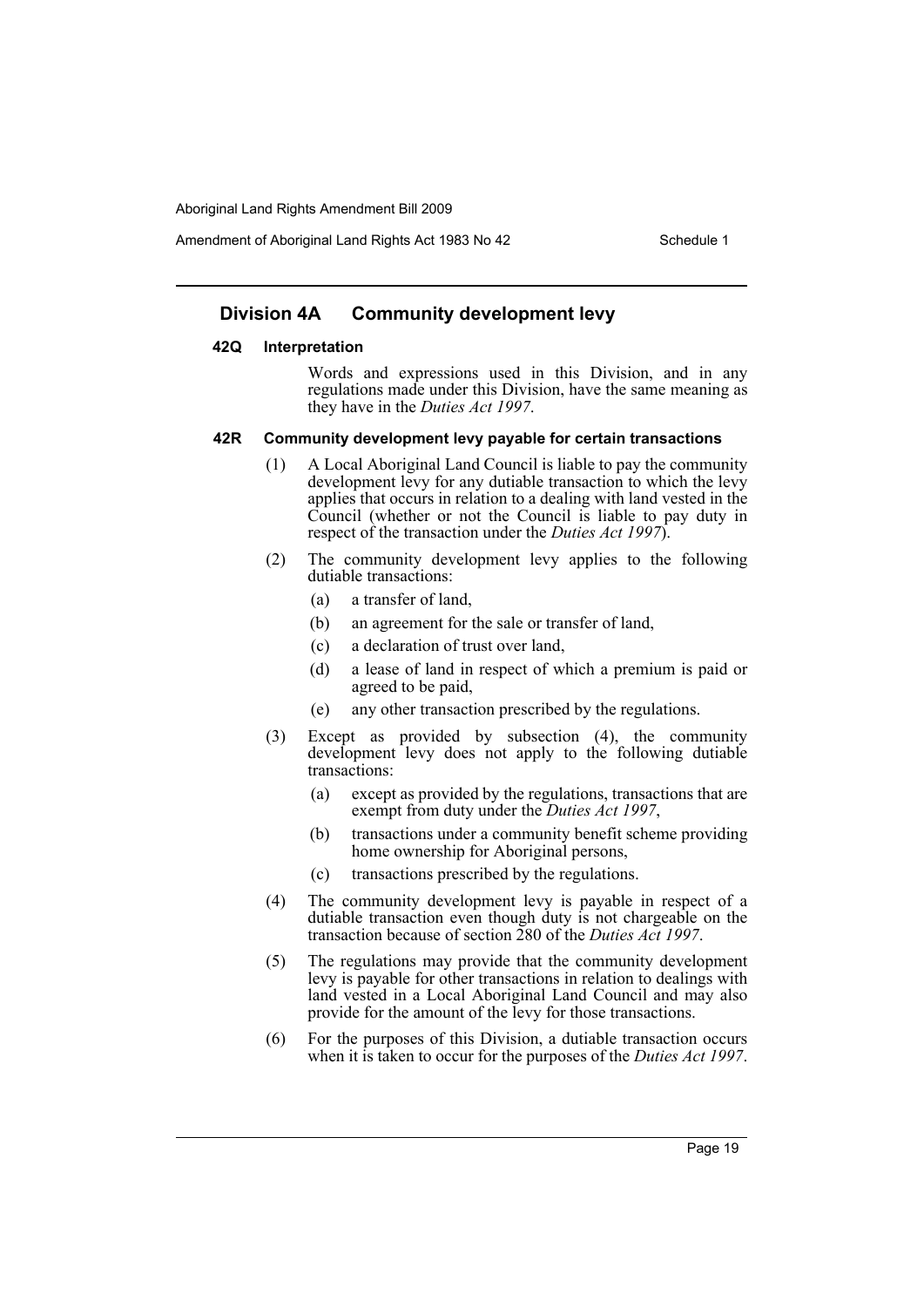## Division 4A Community development levy

### 42Q Interpretation

Words and expressions used in this Division, and in any regulations made under this Division, have the same meaning as they have in the *Duties Act 1997*.

### 42R Community development levy payable for certain transactions

(1) A Local Aboriginal Land Council is liable to pay the community development levy for any dutiable transaction to which the levy applies that occurs in relation to a dealing with land vested in the Council (whether or not the Council is liable to pay duty in respect of the transaction under the *Duties Act 1997*).

(2) The community development levy applies to the following dutiable transactions:

- (a) a transfer of land,
- (b) an agreement for the sale or transfer of land,
- (c) a declaration of trust over land,
- (d) a lease of land in respect of which a premium is paid or agreed to be paid,
- (e) any other transaction prescribed by the regulations.

(3) Except as provided by subsection (4), the community development levy does not apply to the following dutiable transactions:

- (a) except as provided by the regulations, transactions that are exempt from duty under the *Duties Act 1997*,
- (b) transactions under a community benefit scheme providing home ownership for Aboriginal persons,
- (c) transactions prescribed by the regulations.

(4) The community development levy is payable in respect of a dutiable transaction even though duty is not chargeable on the transaction because of section 280 of the *Duties Act 1997*.

(5) The regulations may provide that the community development levy is payable for other transactions in relation to dealings with land vested in a Local Aboriginal Land Council and may also provide for the amount of the levy for those transactions.

(6) For the purposes of this Division, a dutiable transaction occurs when it is taken to occur for the purposes of the *Duties Act 1997*.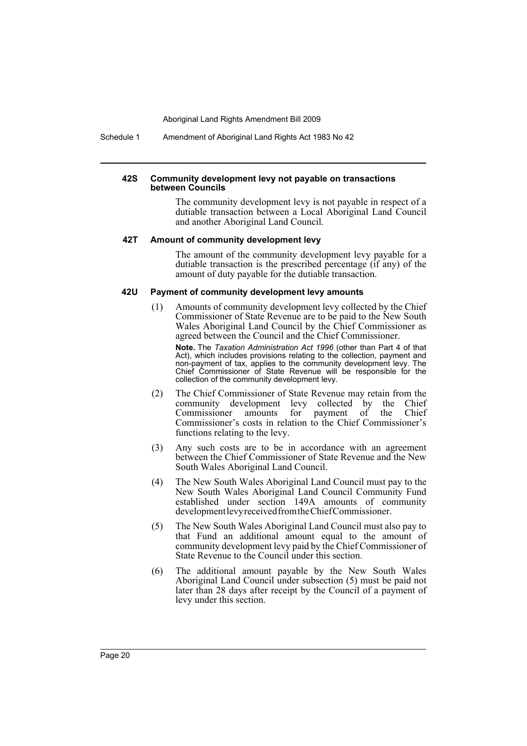#### 42S Community development levy not payable on transactions between Councils

The community development levy is not payable in respect of a dutiable transaction between a Local Aboriginal Land Council and another Aboriginal Land Council.

#### 42T Amount of community development levy

The amount of the community development levy payable for a dutiable transaction is the prescribed percentage (if any) of the amount of duty payable for the dutiable transaction.

#### 42U Payment of community development levy amounts

(1) Amounts of community development levy collected by the Chief Commissioner of State Revenue are to be paid to the New South Wales Aboriginal Land Council by the Chief Commissioner as agreed between the Council and the Chief Commissioner.

**Note.** The *Taxation Administration Act 1996* (other than Part 4 of that Act), which includes provisions relating to the collection, payment and non-payment of tax, applies to the community development levy. The Chief Commissioner of State Revenue will be responsible for the collection of the community development levy.

(2) The Chief Commissioner of State Revenue may retain from the community development levy collected by the Chief Commissioner amounts for payment of the Chief Commissioner's costs in relation to the Chief Commissioner's functions relating to the levy.

(3) Any such costs are to be in accordance with an agreement between the Chief Commissioner of State Revenue and the New South Wales Aboriginal Land Council.

(4) The New South Wales Aboriginal Land Council must pay to the New South Wales Aboriginal Land Council Community Fund established under section 149A amounts of community development levy received from the Chief Commissioner.

(5) The New South Wales Aboriginal Land Council must also pay to that Fund an additional amount equal to the amount of community development levy paid by the Chief Commissioner of State Revenue to the Council under this section.

(6) The additional amount payable by the New South Wales Aboriginal Land Council under subsection (5) must be paid not later than 28 days after receipt by the Council of a payment of levy under this section.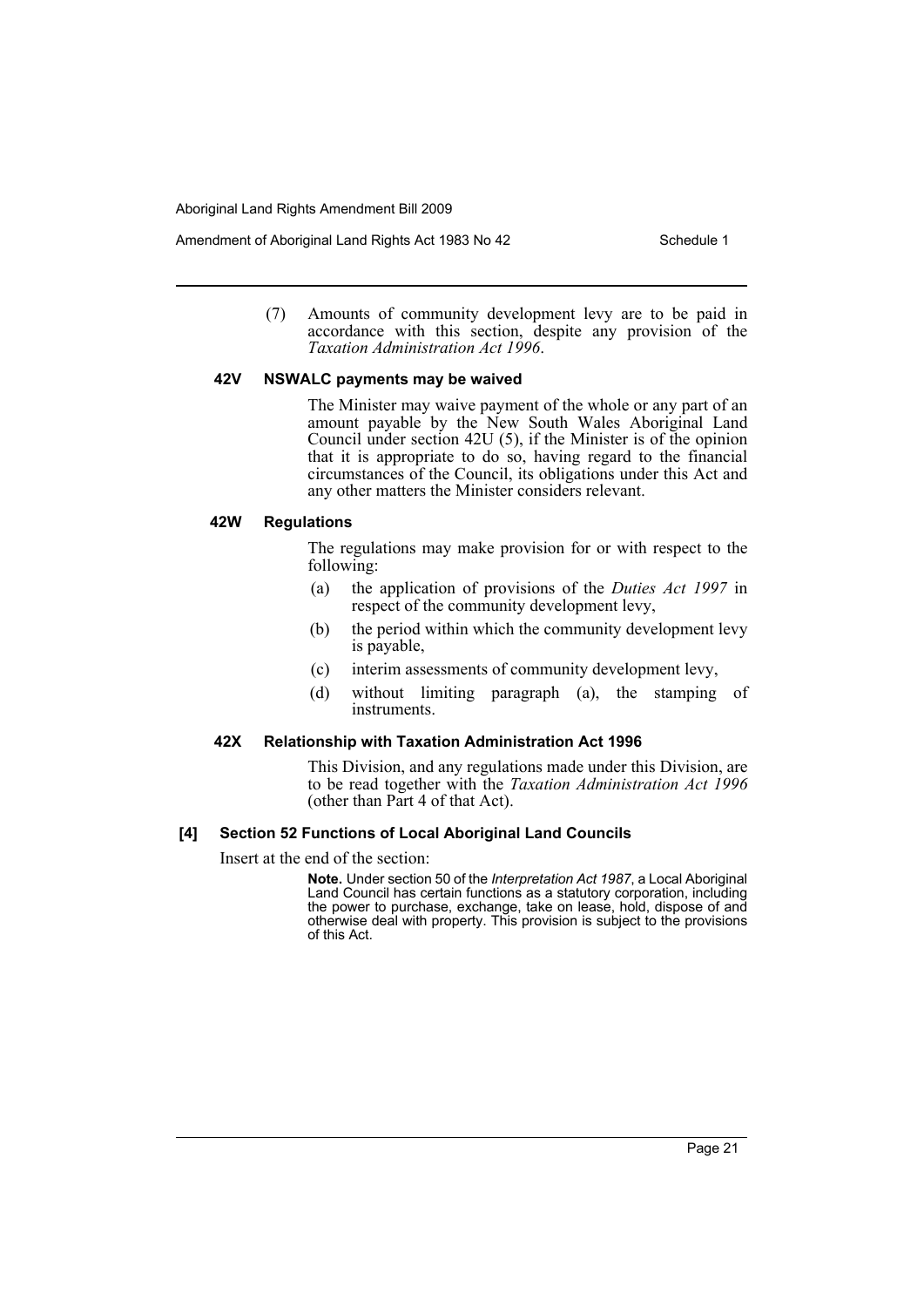(7) Amounts of community development levy are to be paid in accordance with this section, despite any provision of the *Taxation Administration Act 1996*.

#### 42V NSWALC payments may be waived

The Minister may waive payment of the whole or any part of an amount payable by the New South Wales Aboriginal Land Council under section 42U (5), if the Minister is of the opinion that it is appropriate to do so, having regard to the financial circumstances of the Council, its obligations under this Act and any other matters the Minister considers relevant.

#### 42W Regulations

The regulations may make provision for or with respect to the following:

(a) the application of provisions of the *Duties Act 1997* in respect of the community development levy,

(b) the period within which the community development levy is payable,

(c) interim assessments of community development levy,

(d) without limiting paragraph (a), the stamping of instruments.

#### 42X Relationship with Taxation Administration Act 1996

This Division, and any regulations made under this Division, are to be read together with the *Taxation Administration Act 1996* (other than Part 4 of that Act).

### [4] Section 52 Functions of Local Aboriginal Land Councils

Insert at the end of the section:

**Note.** Under section 50 of the *Interpretation Act 1987*, a Local Aboriginal Land Council has certain functions as a statutory corporation, including the power to purchase, exchange, take on lease, hold, dispose of and otherwise deal with property. This provision is subject to the provisions of this Act.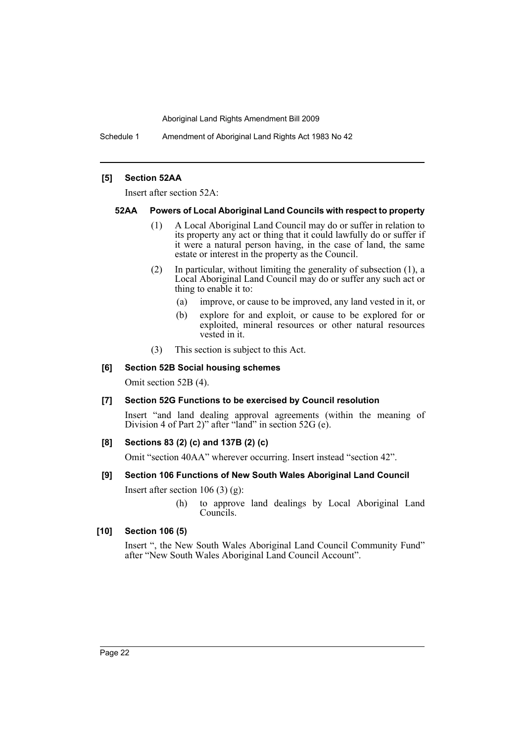### [5] Section 52AA

Insert after section 52A:

#### 52AA Powers of Local Aboriginal Land Councils with respect to property

(1) A Local Aboriginal Land Council may do or suffer in relation to its property any act or thing that it could lawfully do or suffer if it were a natural person having, in the case of land, the same estate or interest in the property as the Council.

(2) In particular, without limiting the generality of subsection (1), a Local Aboriginal Land Council may do or suffer any such act or thing to enable it to:

- (a) improve, or cause to be improved, any land vested in it, or
- (b) explore for and exploit, or cause to be explored for or exploited, mineral resources or other natural resources vested in it.

(3) This section is subject to this Act.

### [6] Section 52B Social housing schemes

Omit section 52B (4).

### [7] Section 52G Functions to be exercised by Council resolution

Insert "and land dealing approval agreements (within the meaning of Division 4 of Part 2)" after "land" in section 52G (e).

### [8] Sections 83 (2) (c) and 137B (2) (c)

Omit "section 40AA" wherever occurring. Insert instead "section 42".

### [9] Section 106 Functions of New South Wales Aboriginal Land Council

Insert after section 106 (3) (g):

- (h) to approve land dealings by Local Aboriginal Land Councils.

### [10] Section 106 (5)

Insert ", the New South Wales Aboriginal Land Council Community Fund" after "New South Wales Aboriginal Land Council Account".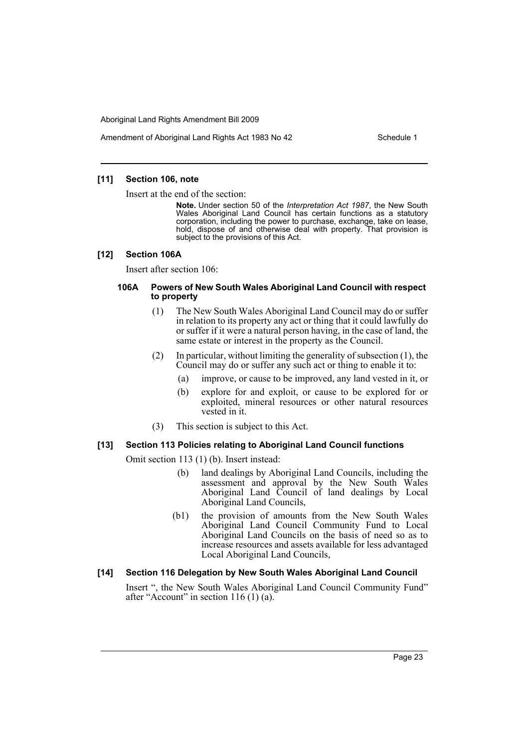### [11] Section 106, note

Insert at the end of the section:

> **Note.** Under section 50 of the *Interpretation Act 1987*, the New South Wales Aboriginal Land Council has certain functions as a statutory corporation, including the power to purchase, exchange, take on lease, hold, dispose of and otherwise deal with property. That provision is subject to the provisions of this Act.

### [12] Section 106A

Insert after section 106:

#### 106A Powers of New South Wales Aboriginal Land Council with respect to property

(1) The New South Wales Aboriginal Land Council may do or suffer in relation to its property any act or thing that it could lawfully do or suffer if it were a natural person having, in the case of land, the same estate or interest in the property as the Council.

(2) In particular, without limiting the generality of subsection (1), the Council may do or suffer any such act or thing to enable it to:

- (a) improve, or cause to be improved, any land vested in it, or
- (b) explore for and exploit, or cause to be explored for or exploited, mineral resources or other natural resources vested in it.

(3) This section is subject to this Act.

### [13] Section 113 Policies relating to Aboriginal Land Council functions

Omit section 113 (1) (b). Insert instead:

- (b) land dealings by Aboriginal Land Councils, including the assessment and approval by the New South Wales Aboriginal Land Council of land dealings by Local Aboriginal Land Councils,
- (b1) the provision of amounts from the New South Wales Aboriginal Land Council Community Fund to Local Aboriginal Land Councils on the basis of need so as to increase resources and assets available for less advantaged Local Aboriginal Land Councils,

### [14] Section 116 Delegation by New South Wales Aboriginal Land Council

Insert ", the New South Wales Aboriginal Land Council Community Fund" after "Account" in section 116 (1) (a).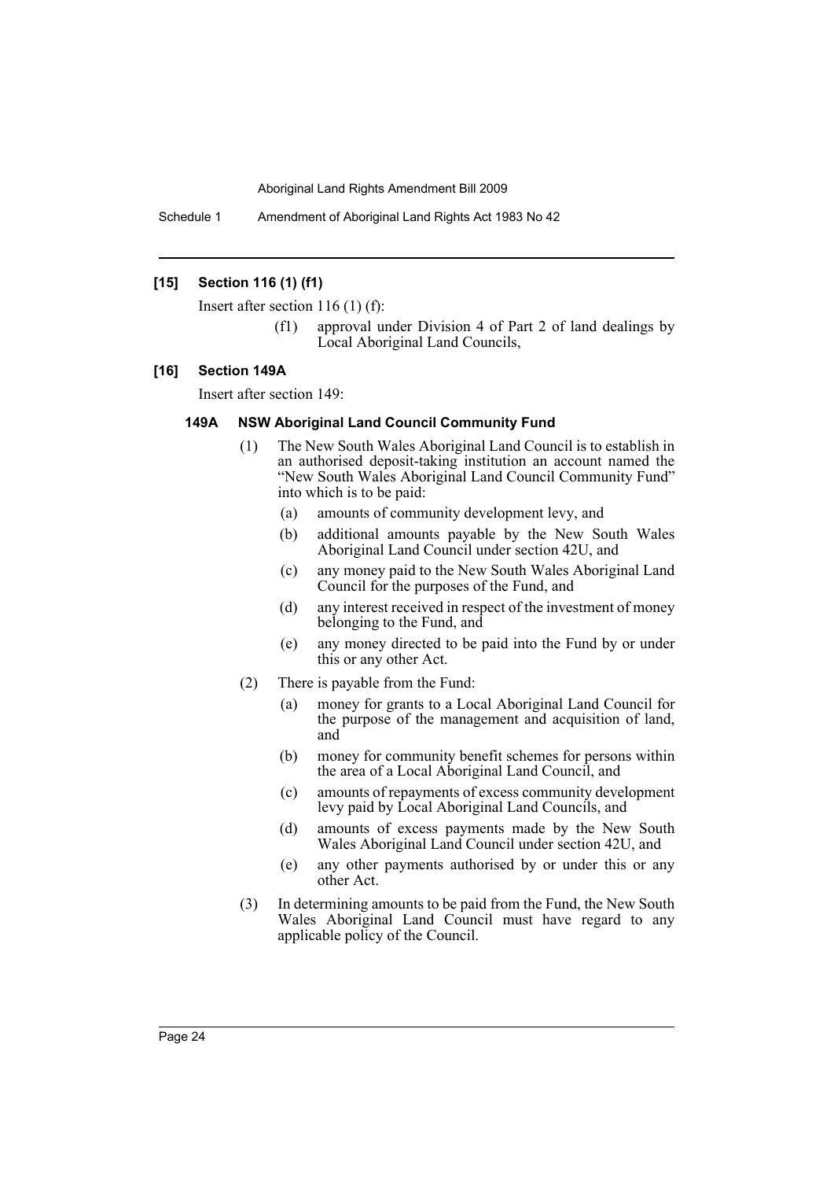### [15] Section 116 (1) (f1)

Insert after section 116 (1) (f):

(f1) approval under Division 4 of Part 2 of land dealings by Local Aboriginal Land Councils,

### [16] Section 149A

Insert after section 149:

#### 149A NSW Aboriginal Land Council Community Fund

(1) The New South Wales Aboriginal Land Council is to establish in an authorised deposit-taking institution an account named the "New South Wales Aboriginal Land Council Community Fund" into which is to be paid:

- (a) amounts of community development levy, and
- (b) additional amounts payable by the New South Wales Aboriginal Land Council under section 42U, and
- (c) any money paid to the New South Wales Aboriginal Land Council for the purposes of the Fund, and
- (d) any interest received in respect of the investment of money belonging to the Fund, and
- (e) any money directed to be paid into the Fund by or under this or any other Act.

(2) There is payable from the Fund:

- (a) money for grants to a Local Aboriginal Land Council for the purpose of the management and acquisition of land, and
- (b) money for community benefit schemes for persons within the area of a Local Aboriginal Land Council, and
- (c) amounts of repayments of excess community development levy paid by Local Aboriginal Land Councils, and
- (d) amounts of excess payments made by the New South Wales Aboriginal Land Council under section 42U, and
- (e) any other payments authorised by or under this or any other Act.

(3) In determining amounts to be paid from the Fund, the New South Wales Aboriginal Land Council must have regard to any applicable policy of the Council.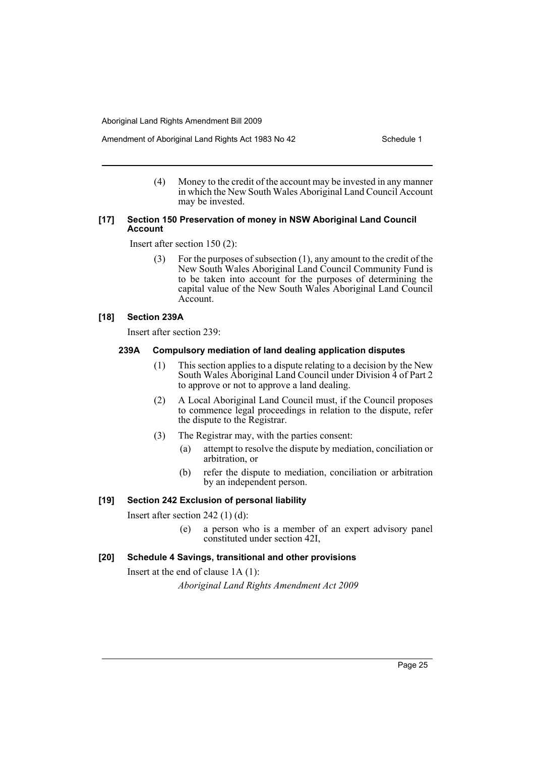(4) Money to the credit of the account may be invested in any manner in which the New South Wales Aboriginal Land Council Account may be invested.

**[17] Section 150 Preservation of money in NSW Aboriginal Land Council Account**

Insert after section 150 (2):

(3) For the purposes of subsection (1), any amount to the credit of the New South Wales Aboriginal Land Council Community Fund is to be taken into account for the purposes of determining the capital value of the New South Wales Aboriginal Land Council Account.

**[18] Section 239A**

Insert after section 239:

**239A Compulsory mediation of land dealing application disputes**

(1) This section applies to a dispute relating to a decision by the New South Wales Aboriginal Land Council under Division 4 of Part 2 to approve or not to approve a land dealing.

(2) A Local Aboriginal Land Council must, if the Council proposes to commence legal proceedings in relation to the dispute, refer the dispute to the Registrar.

(3) The Registrar may, with the parties consent:

(a) attempt to resolve the dispute by mediation, conciliation or arbitration, or

(b) refer the dispute to mediation, conciliation or arbitration by an independent person.

**[19] Section 242 Exclusion of personal liability**

Insert after section 242 (1) (d):

(e) a person who is a member of an expert advisory panel constituted under section 42I,

**[20] Schedule 4 Savings, transitional and other provisions**

Insert at the end of clause 1A (1):

*Aboriginal Land Rights Amendment Act 2009*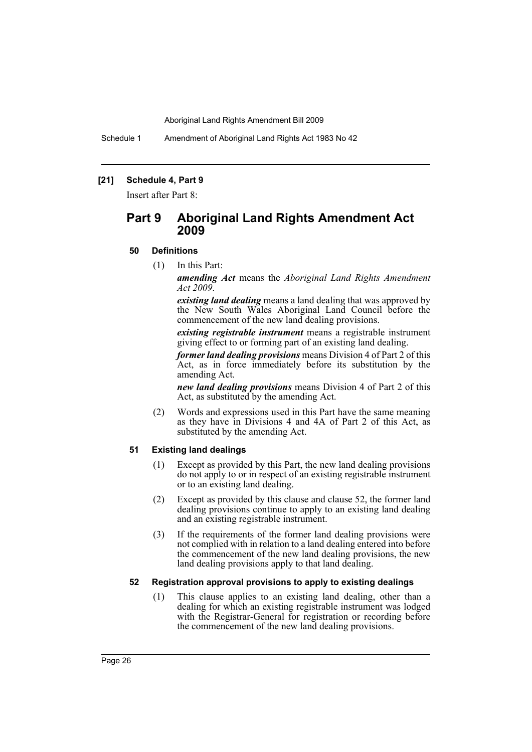### [21] Schedule 4, Part 9

Insert after Part 8:

## Part 9 Aboriginal Land Rights Amendment Act 2009

### 50 Definitions

(1) In this Part:

***amending Act*** means the *Aboriginal Land Rights Amendment Act 2009*.

***existing land dealing*** means a land dealing that was approved by the New South Wales Aboriginal Land Council before the commencement of the new land dealing provisions.

***existing registrable instrument*** means a registrable instrument giving effect to or forming part of an existing land dealing.

***former land dealing provisions*** means Division 4 of Part 2 of this Act, as in force immediately before its substitution by the amending Act.

***new land dealing provisions*** means Division 4 of Part 2 of this Act, as substituted by the amending Act.

(2) Words and expressions used in this Part have the same meaning as they have in Divisions 4 and 4A of Part 2 of this Act, as substituted by the amending Act.

### 51 Existing land dealings

(1) Except as provided by this Part, the new land dealing provisions do not apply to or in respect of an existing registrable instrument or to an existing land dealing.

(2) Except as provided by this clause and clause 52, the former land dealing provisions continue to apply to an existing land dealing and an existing registrable instrument.

(3) If the requirements of the former land dealing provisions were not complied with in relation to a land dealing entered into before the commencement of the new land dealing provisions, the new land dealing provisions apply to that land dealing.

### 52 Registration approval provisions to apply to existing dealings

(1) This clause applies to an existing land dealing, other than a dealing for which an existing registrable instrument was lodged with the Registrar-General for registration or recording before the commencement of the new land dealing provisions.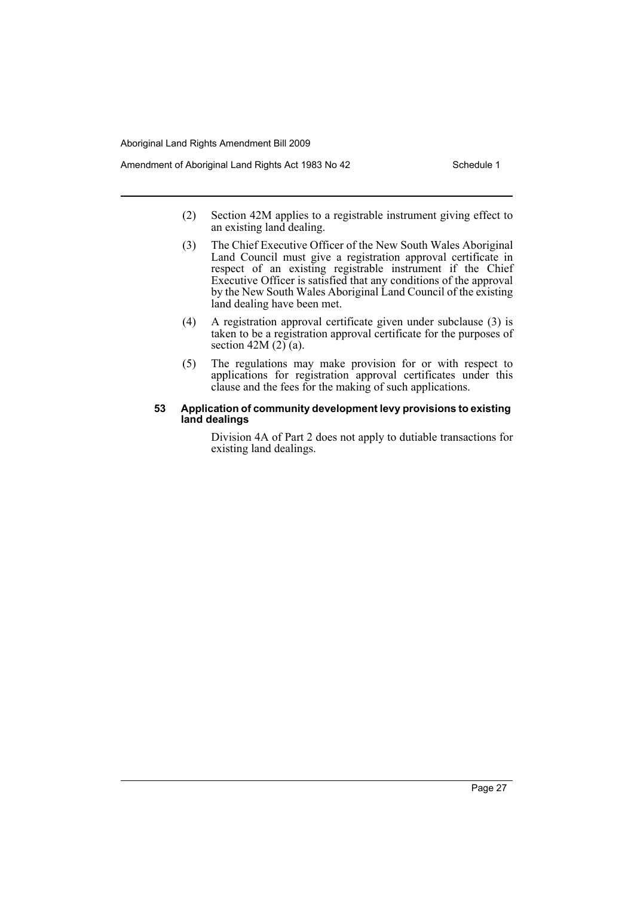(2) Section 42M applies to a registrable instrument giving effect to an existing land dealing.

(3) The Chief Executive Officer of the New South Wales Aboriginal Land Council must give a registration approval certificate in respect of an existing registrable instrument if the Chief Executive Officer is satisfied that any conditions of the approval by the New South Wales Aboriginal Land Council of the existing land dealing have been met.

(4) A registration approval certificate given under subclause (3) is taken to be a registration approval certificate for the purposes of section 42M (2) (a).

(5) The regulations may make provision for or with respect to applications for registration approval certificates under this clause and the fees for the making of such applications.

#### 53 Application of community development levy provisions to existing land dealings

Division 4A of Part 2 does not apply to dutiable transactions for existing land dealings.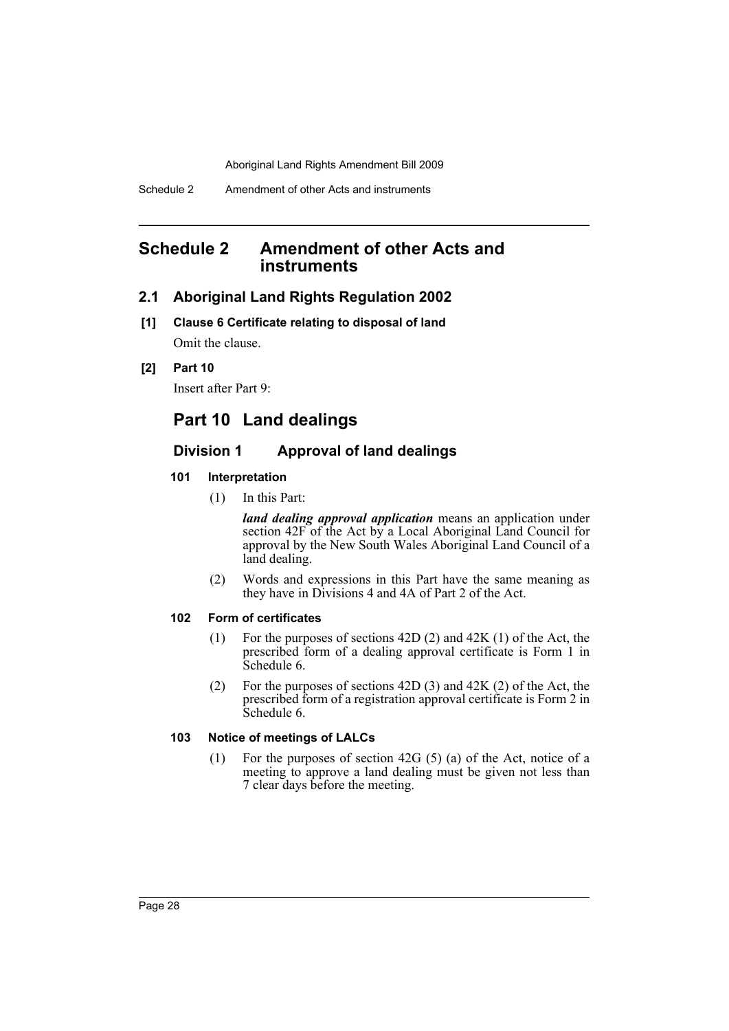# Schedule 2 Amendment of other Acts and instruments

## 2.1 Aboriginal Land Rights Regulation 2002

**[1] Clause 6 Certificate relating to disposal of land**

Omit the clause.

**[2] Part 10**

Insert after Part 9:

# Part 10 Land dealings

## Division 1 Approval of land dealings

### 101 Interpretation

(1) In this Part:

***land dealing approval application*** means an application under section 42F of the Act by a Local Aboriginal Land Council for approval by the New South Wales Aboriginal Land Council of a land dealing.

(2) Words and expressions in this Part have the same meaning as they have in Divisions 4 and 4A of Part 2 of the Act.

### 102 Form of certificates

(1) For the purposes of sections 42D (2) and 42K (1) of the Act, the prescribed form of a dealing approval certificate is Form 1 in Schedule 6.

(2) For the purposes of sections 42D (3) and 42K (2) of the Act, the prescribed form of a registration approval certificate is Form 2 in Schedule 6.

### 103 Notice of meetings of LALCs

(1) For the purposes of section 42G (5) (a) of the Act, notice of a meeting to approve a land dealing must be given not less than 7 clear days before the meeting.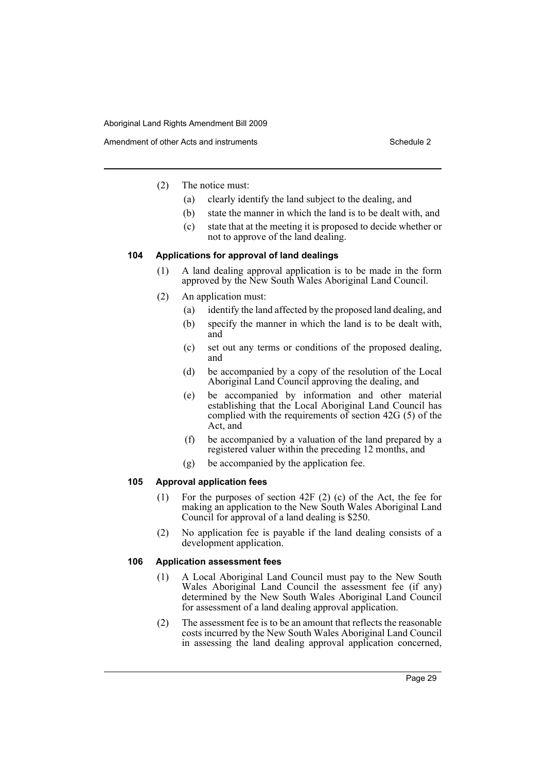(2) The notice must:

(a) clearly identify the land subject to the dealing, and

(b) state the manner in which the land is to be dealt with, and

(c) state that at the meeting it is proposed to decide whether or not to approve of the land dealing.

### 104 Applications for approval of land dealings

(1) A land dealing approval application is to be made in the form approved by the New South Wales Aboriginal Land Council.

(2) An application must:

(a) identify the land affected by the proposed land dealing, and

(b) specify the manner in which the land is to be dealt with, and

(c) set out any terms or conditions of the proposed dealing, and

(d) be accompanied by a copy of the resolution of the Local Aboriginal Land Council approving the dealing, and

(e) be accompanied by information and other material establishing that the Local Aboriginal Land Council has complied with the requirements of section 42G (5) of the Act, and

(f) be accompanied by a valuation of the land prepared by a registered valuer within the preceding 12 months, and

(g) be accompanied by the application fee.

### 105 Approval application fees

(1) For the purposes of section 42F (2) (c) of the Act, the fee for making an application to the New South Wales Aboriginal Land Council for approval of a land dealing is $250.

(2) No application fee is payable if the land dealing consists of a development application.

### 106 Application assessment fees

(1) A Local Aboriginal Land Council must pay to the New South Wales Aboriginal Land Council the assessment fee (if any) determined by the New South Wales Aboriginal Land Council for assessment of a land dealing approval application.

(2) The assessment fee is to be an amount that reflects the reasonable costs incurred by the New South Wales Aboriginal Land Council in assessing the land dealing approval application concerned,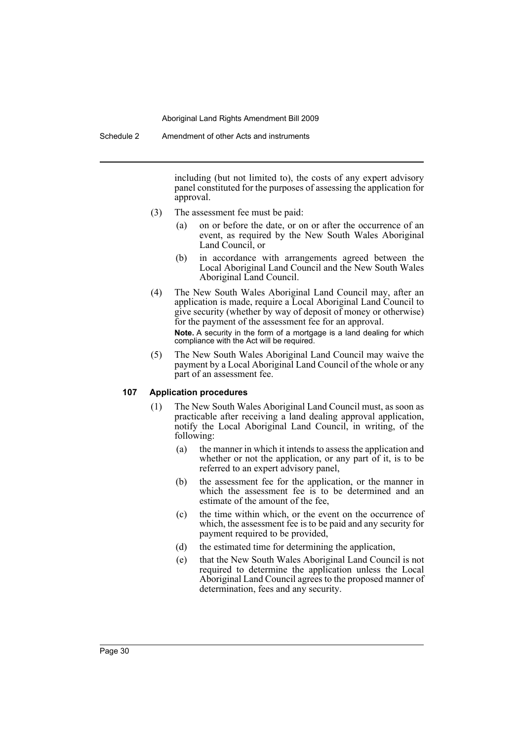including (but not limited to), the costs of any expert advisory panel constituted for the purposes of assessing the application for approval.

(3) The assessment fee must be paid:

(a) on or before the date, or on or after the occurrence of an event, as required by the New South Wales Aboriginal Land Council, or

(b) in accordance with arrangements agreed between the Local Aboriginal Land Council and the New South Wales Aboriginal Land Council.

(4) The New South Wales Aboriginal Land Council may, after an application is made, require a Local Aboriginal Land Council to give security (whether by way of deposit of money or otherwise) for the payment of the assessment fee for an approval.

**Note.** A security in the form of a mortgage is a land dealing for which compliance with the Act will be required.

(5) The New South Wales Aboriginal Land Council may waive the payment by a Local Aboriginal Land Council of the whole or any part of an assessment fee.

### 107 Application procedures

(1) The New South Wales Aboriginal Land Council must, as soon as practicable after receiving a land dealing approval application, notify the Local Aboriginal Land Council, in writing, of the following:

(a) the manner in which it intends to assess the application and whether or not the application, or any part of it, is to be referred to an expert advisory panel,

(b) the assessment fee for the application, or the manner in which the assessment fee is to be determined and an estimate of the amount of the fee,

(c) the time within which, or the event on the occurrence of which, the assessment fee is to be paid and any security for payment required to be provided,

(d) the estimated time for determining the application,

(e) that the New South Wales Aboriginal Land Council is not required to determine the application unless the Local Aboriginal Land Council agrees to the proposed manner of determination, fees and any security.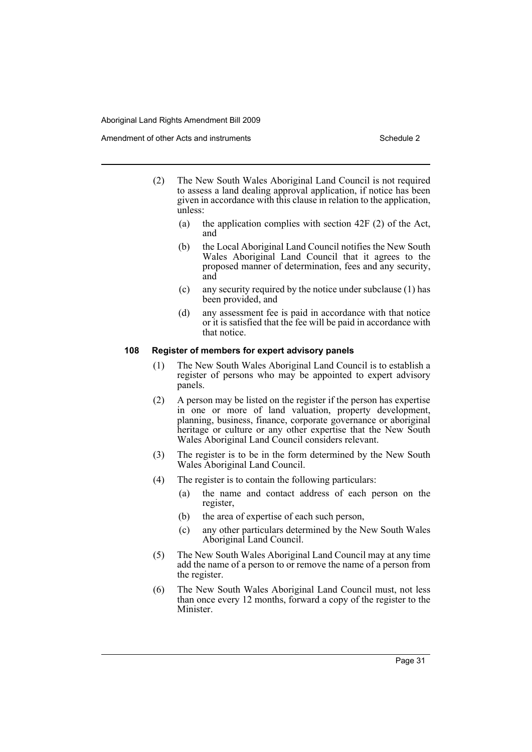(2) The New South Wales Aboriginal Land Council is not required to assess a land dealing approval application, if notice has been given in accordance with this clause in relation to the application, unless:

- (a) the application complies with section 42F (2) of the Act, and
- (b) the Local Aboriginal Land Council notifies the New South Wales Aboriginal Land Council that it agrees to the proposed manner of determination, fees and any security, and
- (c) any security required by the notice under subclause (1) has been provided, and
- (d) any assessment fee is paid in accordance with that notice or it is satisfied that the fee will be paid in accordance with that notice.

#### 108 Register of members for expert advisory panels

(1) The New South Wales Aboriginal Land Council is to establish a register of persons who may be appointed to expert advisory panels.

(2) A person may be listed on the register if the person has expertise in one or more of land valuation, property development, planning, business, finance, corporate governance or aboriginal heritage or culture or any other expertise that the New South Wales Aboriginal Land Council considers relevant.

(3) The register is to be in the form determined by the New South Wales Aboriginal Land Council.

(4) The register is to contain the following particulars:

- (a) the name and contact address of each person on the register,
- (b) the area of expertise of each such person,
- (c) any other particulars determined by the New South Wales Aboriginal Land Council.

(5) The New South Wales Aboriginal Land Council may at any time add the name of a person to or remove the name of a person from the register.

(6) The New South Wales Aboriginal Land Council must, not less than once every 12 months, forward a copy of the register to the Minister.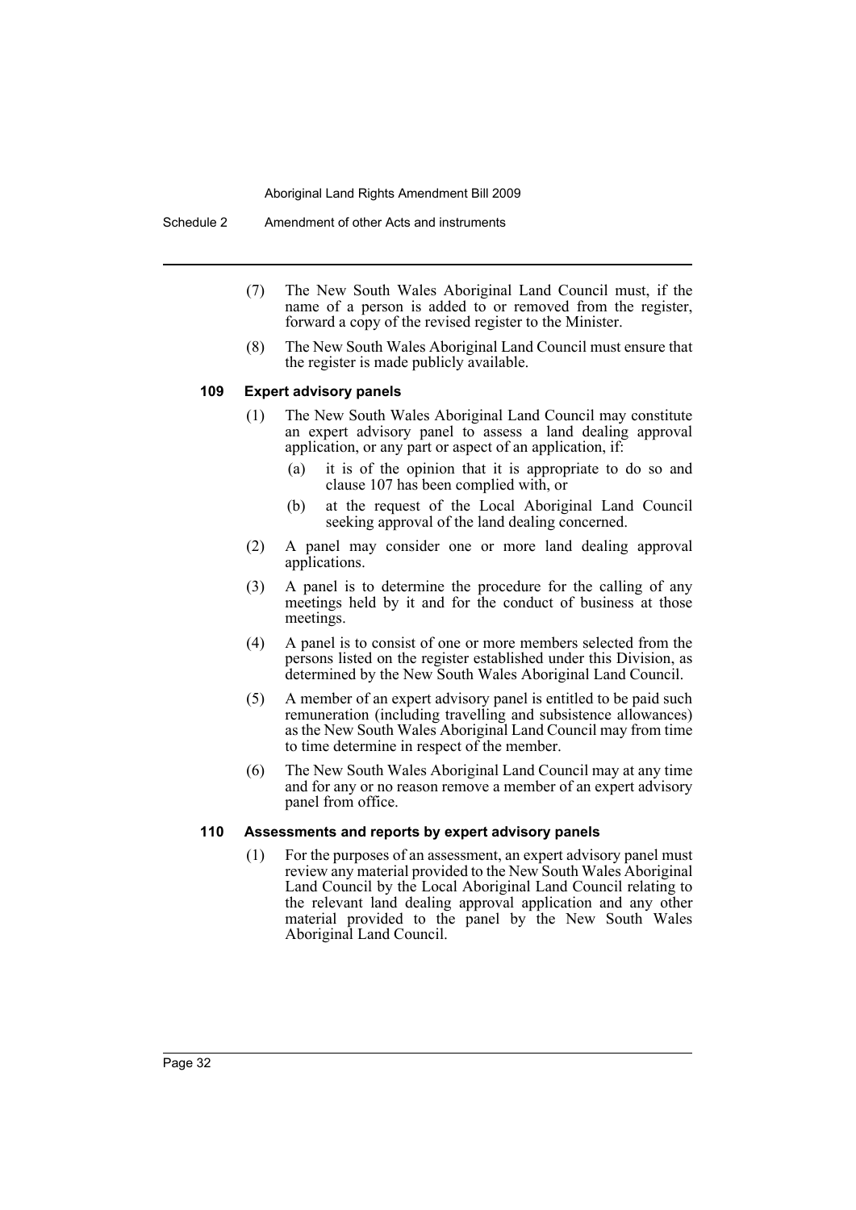(7) The New South Wales Aboriginal Land Council must, if the name of a person is added to or removed from the register, forward a copy of the revised register to the Minister.

(8) The New South Wales Aboriginal Land Council must ensure that the register is made publicly available.

**109 Expert advisory panels**

(1) The New South Wales Aboriginal Land Council may constitute an expert advisory panel to assess a land dealing approval application, or any part or aspect of an application, if:

(a) it is of the opinion that it is appropriate to do so and clause 107 has been complied with, or

(b) at the request of the Local Aboriginal Land Council seeking approval of the land dealing concerned.

(2) A panel may consider one or more land dealing approval applications.

(3) A panel is to determine the procedure for the calling of any meetings held by it and for the conduct of business at those meetings.

(4) A panel is to consist of one or more members selected from the persons listed on the register established under this Division, as determined by the New South Wales Aboriginal Land Council.

(5) A member of an expert advisory panel is entitled to be paid such remuneration (including travelling and subsistence allowances) as the New South Wales Aboriginal Land Council may from time to time determine in respect of the member.

(6) The New South Wales Aboriginal Land Council may at any time and for any or no reason remove a member of an expert advisory panel from office.

**110 Assessments and reports by expert advisory panels**

(1) For the purposes of an assessment, an expert advisory panel must review any material provided to the New South Wales Aboriginal Land Council by the Local Aboriginal Land Council relating to the relevant land dealing approval application and any other material provided to the panel by the New South Wales Aboriginal Land Council.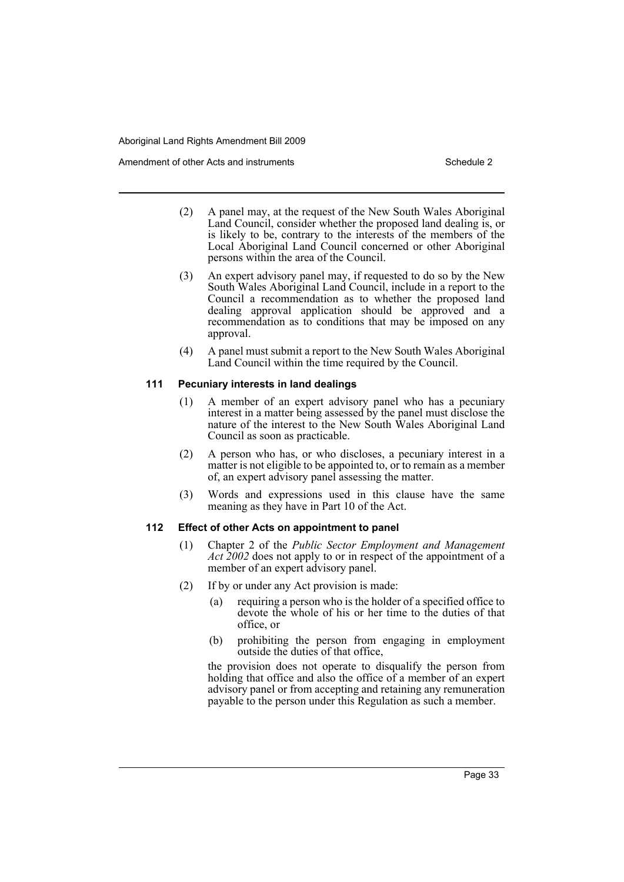(2) A panel may, at the request of the New South Wales Aboriginal Land Council, consider whether the proposed land dealing is, or is likely to be, contrary to the interests of the members of the Local Aboriginal Land Council concerned or other Aboriginal persons within the area of the Council.

(3) An expert advisory panel may, if requested to do so by the New South Wales Aboriginal Land Council, include in a report to the Council a recommendation as to whether the proposed land dealing approval application should be approved and a recommendation as to conditions that may be imposed on any approval.

(4) A panel must submit a report to the New South Wales Aboriginal Land Council within the time required by the Council.

#### 111 Pecuniary interests in land dealings

(1) A member of an expert advisory panel who has a pecuniary interest in a matter being assessed by the panel must disclose the nature of the interest to the New South Wales Aboriginal Land Council as soon as practicable.

(2) A person who has, or who discloses, a pecuniary interest in a matter is not eligible to be appointed to, or to remain as a member of, an expert advisory panel assessing the matter.

(3) Words and expressions used in this clause have the same meaning as they have in Part 10 of the Act.

#### 112 Effect of other Acts on appointment to panel

(1) Chapter 2 of the *Public Sector Employment and Management Act 2002* does not apply to or in respect of the appointment of a member of an expert advisory panel.

(2) If by or under any Act provision is made:

(a) requiring a person who is the holder of a specified office to devote the whole of his or her time to the duties of that office, or

(b) prohibiting the person from engaging in employment outside the duties of that office,

the provision does not operate to disqualify the person from holding that office and also the office of a member of an expert advisory panel or from accepting and retaining any remuneration payable to the person under this Regulation as such a member.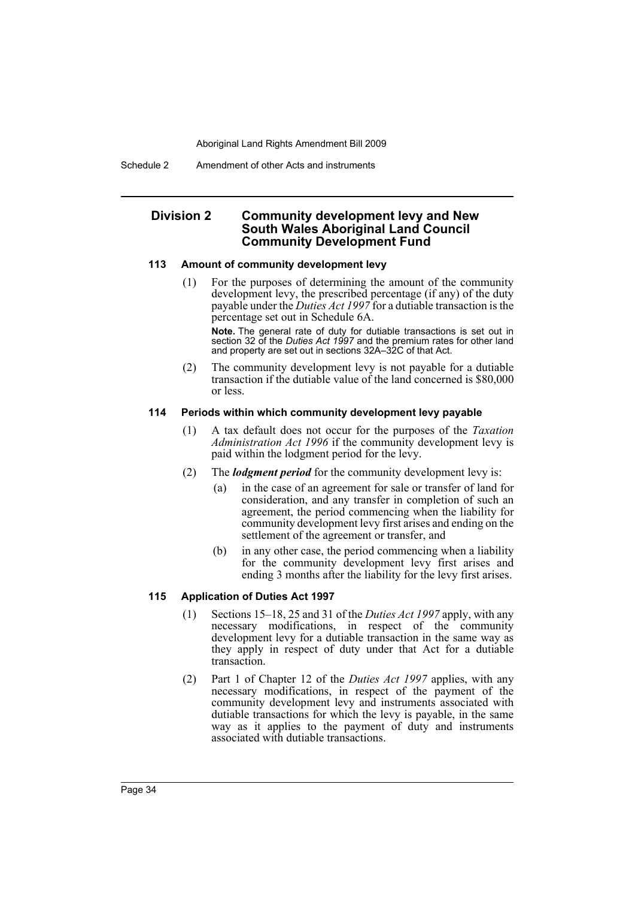## Division 2 Community development levy and New South Wales Aboriginal Land Council Community Development Fund

### 113 Amount of community development levy

(1) For the purposes of determining the amount of the community development levy, the prescribed percentage (if any) of the duty payable under the *Duties Act 1997* for a dutiable transaction is the percentage set out in Schedule 6A.

**Note.** The general rate of duty for dutiable transactions is set out in section 32 of the *Duties Act 1997* and the premium rates for other land and property are set out in sections 32A–32C of that Act.

(2) The community development levy is not payable for a dutiable transaction if the dutiable value of the land concerned is $80,000 or less.

### 114 Periods within which community development levy payable

(1) A tax default does not occur for the purposes of the *Taxation Administration Act 1996* if the community development levy is paid within the lodgment period for the levy.

(2) The ***lodgment period*** for the community development levy is:

(a) in the case of an agreement for sale or transfer of land for consideration, and any transfer in completion of such an agreement, the period commencing when the liability for community development levy first arises and ending on the settlement of the agreement or transfer, and

(b) in any other case, the period commencing when a liability for the community development levy first arises and ending 3 months after the liability for the levy first arises.

### 115 Application of Duties Act 1997

(1) Sections 15–18, 25 and 31 of the *Duties Act 1997* apply, with any necessary modifications, in respect of the community development levy for a dutiable transaction in the same way as they apply in respect of duty under that Act for a dutiable transaction.

(2) Part 1 of Chapter 12 of the *Duties Act 1997* applies, with any necessary modifications, in respect of the payment of the community development levy and instruments associated with dutiable transactions for which the levy is payable, in the same way as it applies to the payment of duty and instruments associated with dutiable transactions.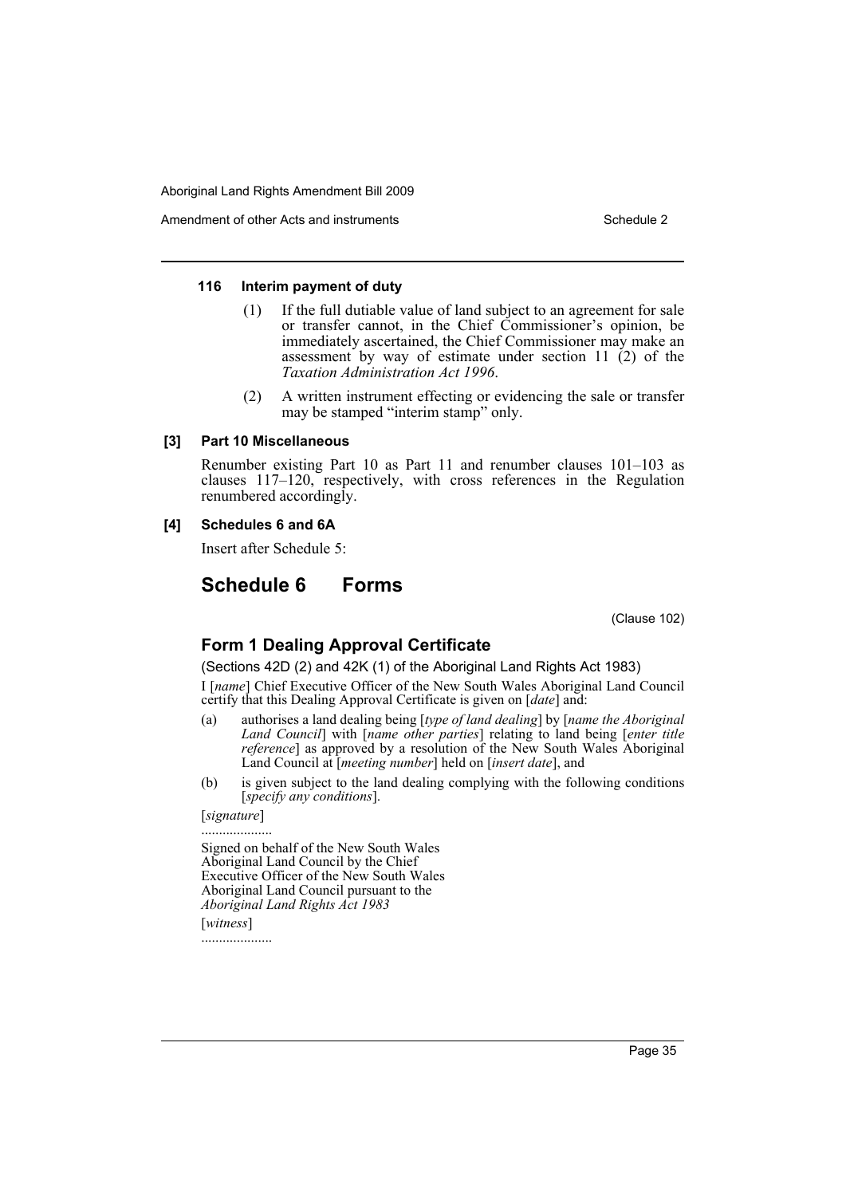#### 116 Interim payment of duty

(1) If the full dutiable value of land subject to an agreement for sale or transfer cannot, in the Chief Commissioner's opinion, be immediately ascertained, the Chief Commissioner may make an assessment by way of estimate under section 11 (2) of the *Taxation Administration Act 1996*.

(2) A written instrument effecting or evidencing the sale or transfer may be stamped "interim stamp" only.

#### [3] Part 10 Miscellaneous

Renumber existing Part 10 as Part 11 and renumber clauses 101–103 as clauses 117–120, respectively, with cross references in the Regulation renumbered accordingly.

#### [4] Schedules 6 and 6A

Insert after Schedule 5:

## Schedule 6 Forms

(Clause 102)

### Form 1 Dealing Approval Certificate

(Sections 42D (2) and 42K (1) of the Aboriginal Land Rights Act 1983)

I [*name*] Chief Executive Officer of the New South Wales Aboriginal Land Council certify that this Dealing Approval Certificate is given on [*date*] and:

(a) authorises a land dealing being [*type of land dealing*] by [*name the Aboriginal Land Council*] with [*name other parties*] relating to land being [*enter title reference*] as approved by a resolution of the New South Wales Aboriginal Land Council at [*meeting number*] held on [*insert date*], and

(b) is given subject to the land dealing complying with the following conditions [*specify any conditions*].

[*signature*]

....................

Signed on behalf of the New South Wales Aboriginal Land Council by the Chief Executive Officer of the New South Wales Aboriginal Land Council pursuant to the *Aboriginal Land Rights Act 1983*

[*witness*]

....................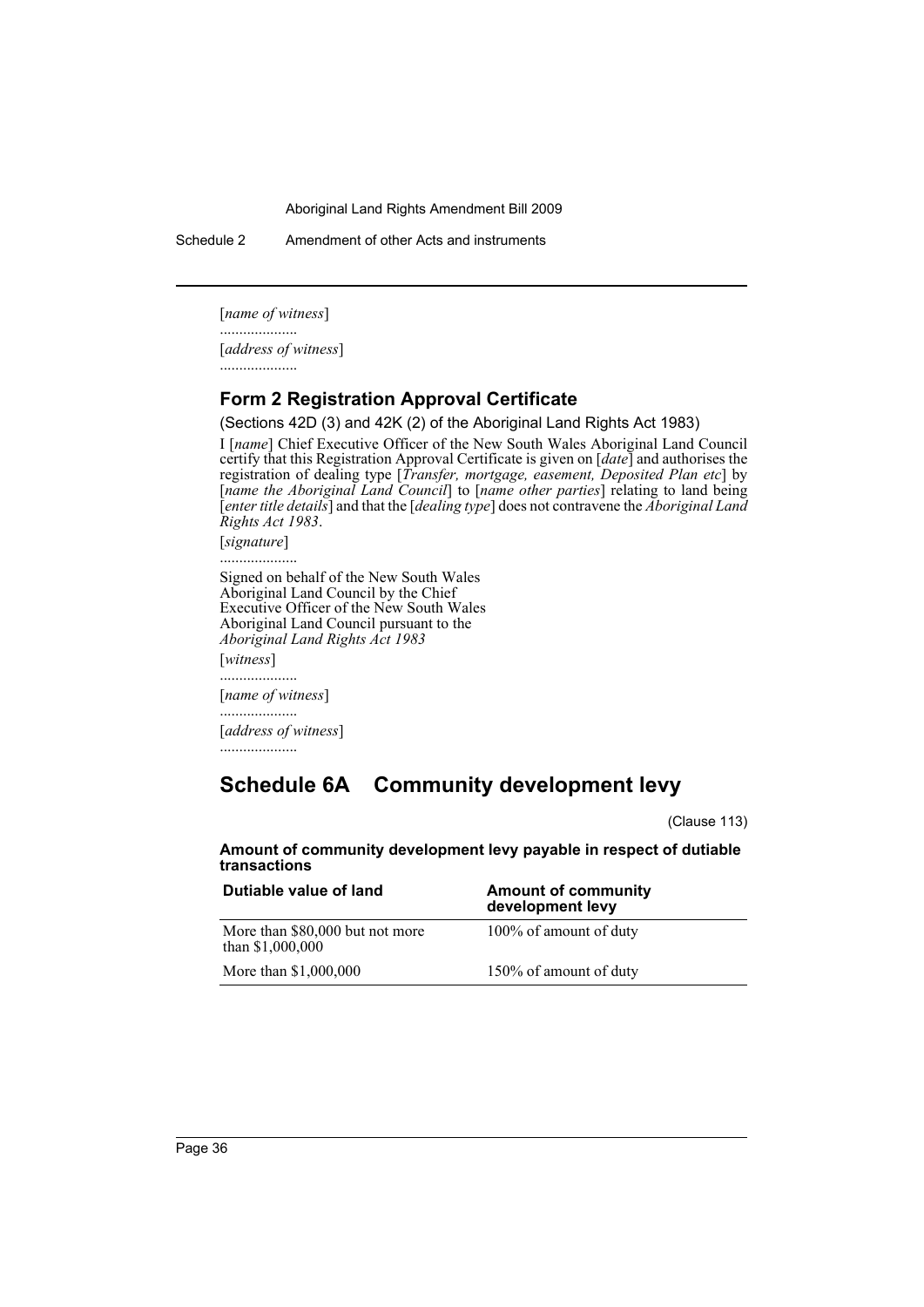[*name of witness*]

....................

[*address of witness*]

....................

### Form 2 Registration Approval Certificate

(Sections 42D (3) and 42K (2) of the Aboriginal Land Rights Act 1983)

I [*name*] Chief Executive Officer of the New South Wales Aboriginal Land Council certify that this Registration Approval Certificate is given on [*date*] and authorises the registration of dealing type [*Transfer, mortgage, easement, Deposited Plan etc*] by [*name the Aboriginal Land Council*] to [*name other parties*] relating to land being [*enter title details*] and that the [*dealing type*] does not contravene the *Aboriginal Land Rights Act 1983*.

[*signature*]

....................

Signed on behalf of the New South Wales Aboriginal Land Council by the Chief Executive Officer of the New South Wales Aboriginal Land Council pursuant to the *Aboriginal Land Rights Act 1983*

[*witness*]

....................

[*name of witness*]

....................

[*address of witness*]

....................

## Schedule 6A Community development levy

(Clause 113)

**Amount of community development levy payable in respect of dutiable transactions**

| Dutiable value of land | Amount of community development levy |
| --- | --- |
| More than $80,000 but not more than $1,000,000 | 100% of amount of duty |
| More than $1,000,000 | 150% of amount of duty |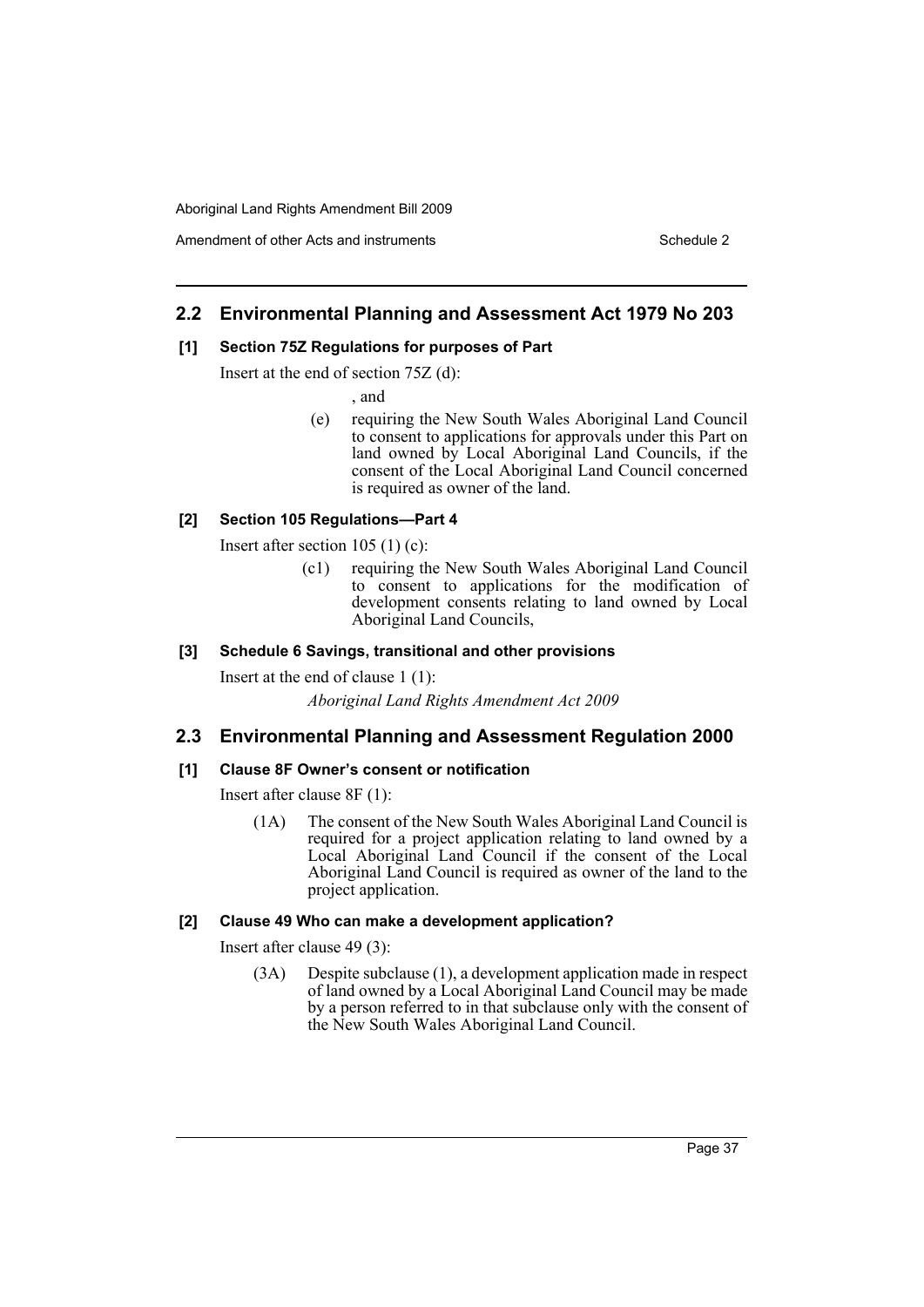## 2.2 Environmental Planning and Assessment Act 1979 No 203

### [1] Section 75Z Regulations for purposes of Part

Insert at the end of section 75Z (d):

, and

(e) requiring the New South Wales Aboriginal Land Council to consent to applications for approvals under this Part on land owned by Local Aboriginal Land Councils, if the consent of the Local Aboriginal Land Council concerned is required as owner of the land.

### [2] Section 105 Regulations—Part 4

Insert after section 105 (1) (c):

(c1) requiring the New South Wales Aboriginal Land Council to consent to applications for the modification of development consents relating to land owned by Local Aboriginal Land Councils,

### [3] Schedule 6 Savings, transitional and other provisions

Insert at the end of clause 1 (1):

*Aboriginal Land Rights Amendment Act 2009*

## 2.3 Environmental Planning and Assessment Regulation 2000

### [1] Clause 8F Owner's consent or notification

Insert after clause 8F (1):

(1A) The consent of the New South Wales Aboriginal Land Council is required for a project application relating to land owned by a Local Aboriginal Land Council if the consent of the Local Aboriginal Land Council is required as owner of the land to the project application.

### [2] Clause 49 Who can make a development application?

Insert after clause 49 (3):

(3A) Despite subclause (1), a development application made in respect of land owned by a Local Aboriginal Land Council may be made by a person referred to in that subclause only with the consent of the New South Wales Aboriginal Land Council.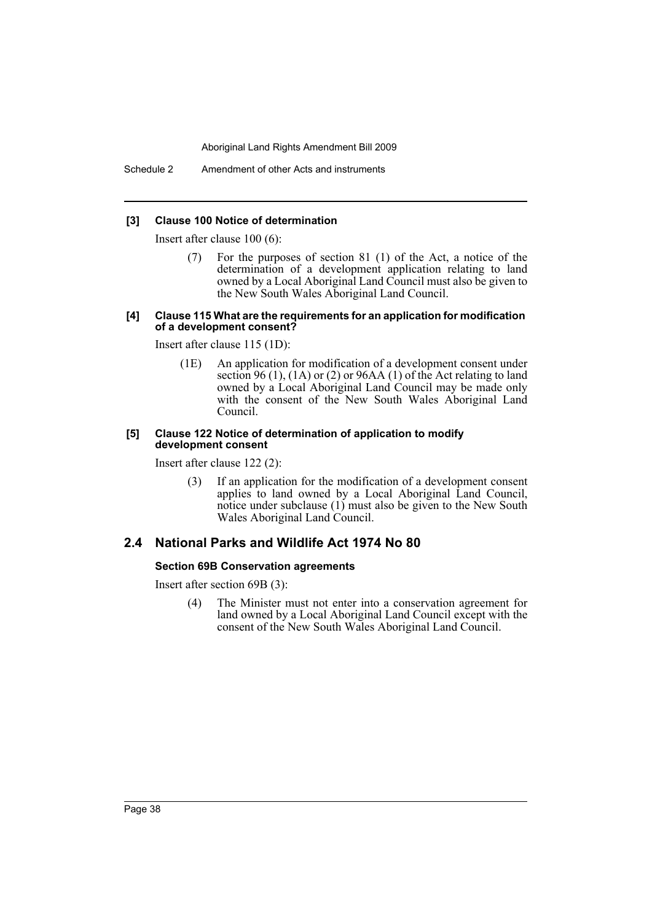**[3] Clause 100 Notice of determination**

Insert after clause 100 (6):

> (7) For the purposes of section 81 (1) of the Act, a notice of the determination of a development application relating to land owned by a Local Aboriginal Land Council must also be given to the New South Wales Aboriginal Land Council.

**[4] Clause 115 What are the requirements for an application for modification of a development consent?**

Insert after clause 115 (1D):

> (1E) An application for modification of a development consent under section 96 (1), (1A) or (2) or 96AA (1) of the Act relating to land owned by a Local Aboriginal Land Council may be made only with the consent of the New South Wales Aboriginal Land Council.

**[5] Clause 122 Notice of determination of application to modify development consent**

Insert after clause 122 (2):

> (3) If an application for the modification of a development consent applies to land owned by a Local Aboriginal Land Council, notice under subclause (1) must also be given to the New South Wales Aboriginal Land Council.

## 2.4 National Parks and Wildlife Act 1974 No 80

**Section 69B Conservation agreements**

Insert after section 69B (3):

> (4) The Minister must not enter into a conservation agreement for land owned by a Local Aboriginal Land Council except with the consent of the New South Wales Aboriginal Land Council.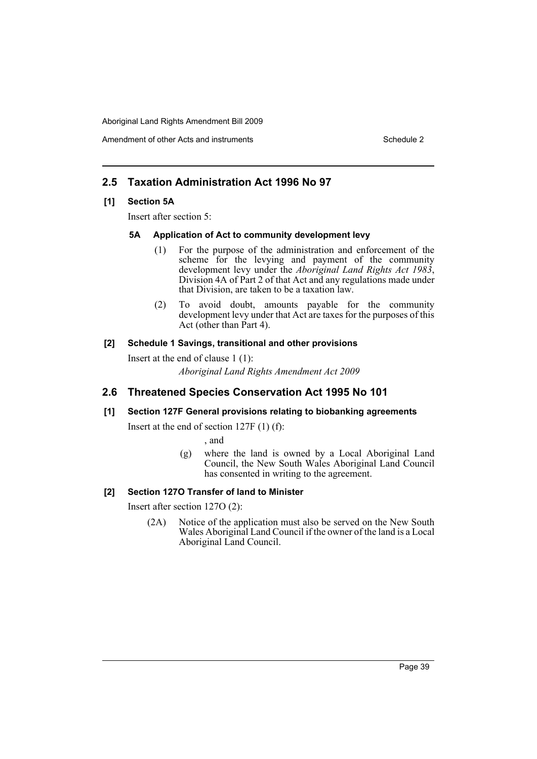## 2.5 Taxation Administration Act 1996 No 97

### [1] Section 5A

Insert after section 5:

#### 5A Application of Act to community development levy

(1) For the purpose of the administration and enforcement of the scheme for the levying and payment of the community development levy under the *Aboriginal Land Rights Act 1983*, Division 4A of Part 2 of that Act and any regulations made under that Division, are taken to be a taxation law.

(2) To avoid doubt, amounts payable for the community development levy under that Act are taxes for the purposes of this Act (other than Part 4).

### [2] Schedule 1 Savings, transitional and other provisions

Insert at the end of clause 1 (1):

*Aboriginal Land Rights Amendment Act 2009*

## 2.6 Threatened Species Conservation Act 1995 No 101

### [1] Section 127F General provisions relating to biobanking agreements

Insert at the end of section 127F (1) (f):

, and

(g) where the land is owned by a Local Aboriginal Land Council, the New South Wales Aboriginal Land Council has consented in writing to the agreement.

### [2] Section 127O Transfer of land to Minister

Insert after section 127O (2):

(2A) Notice of the application must also be served on the New South Wales Aboriginal Land Council if the owner of the land is a Local Aboriginal Land Council.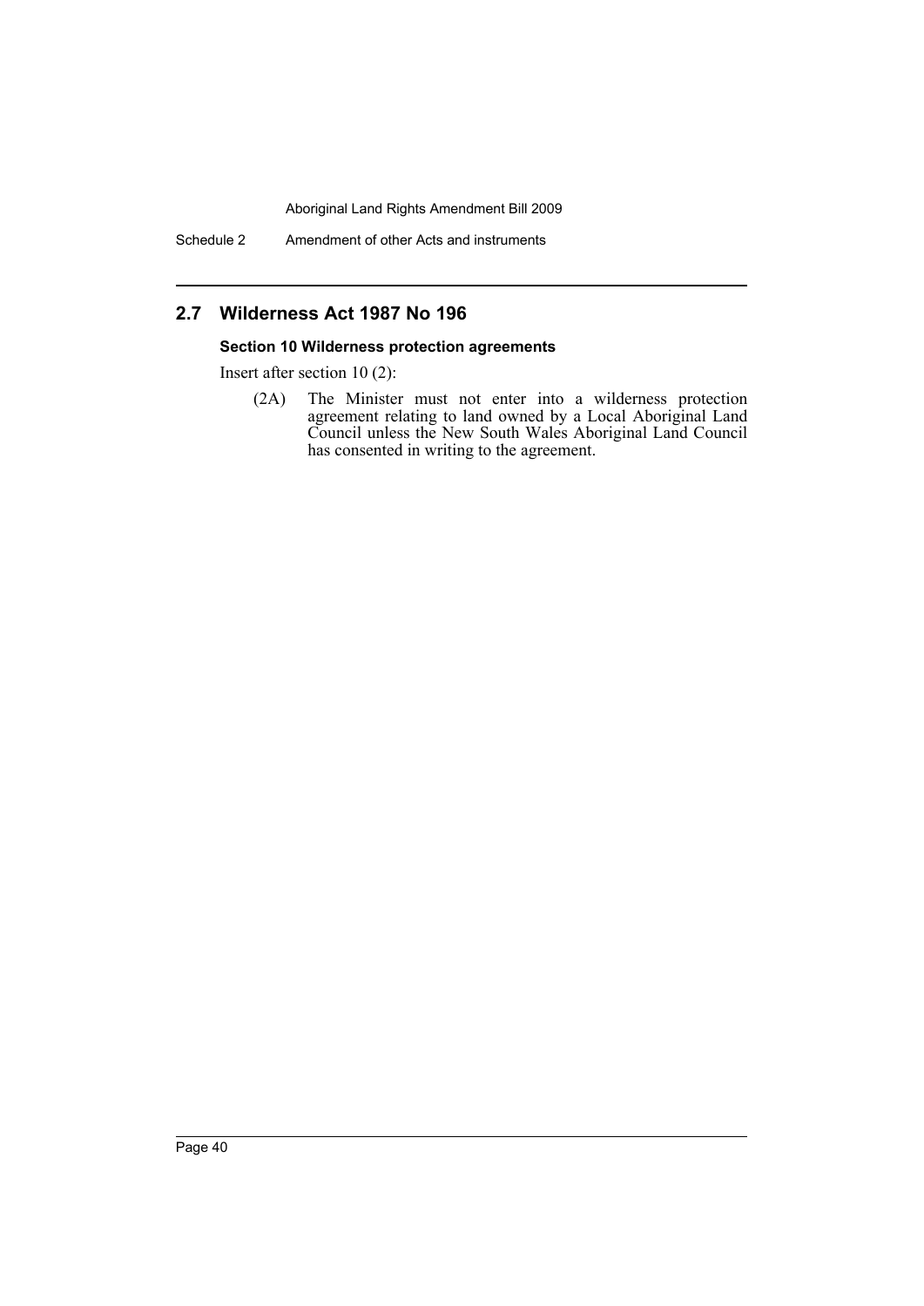## 2.7 Wilderness Act 1987 No 196

### Section 10 Wilderness protection agreements

Insert after section 10 (2):

(2A) The Minister must not enter into a wilderness protection agreement relating to land owned by a Local Aboriginal Land Council unless the New South Wales Aboriginal Land Council has consented in writing to the agreement.